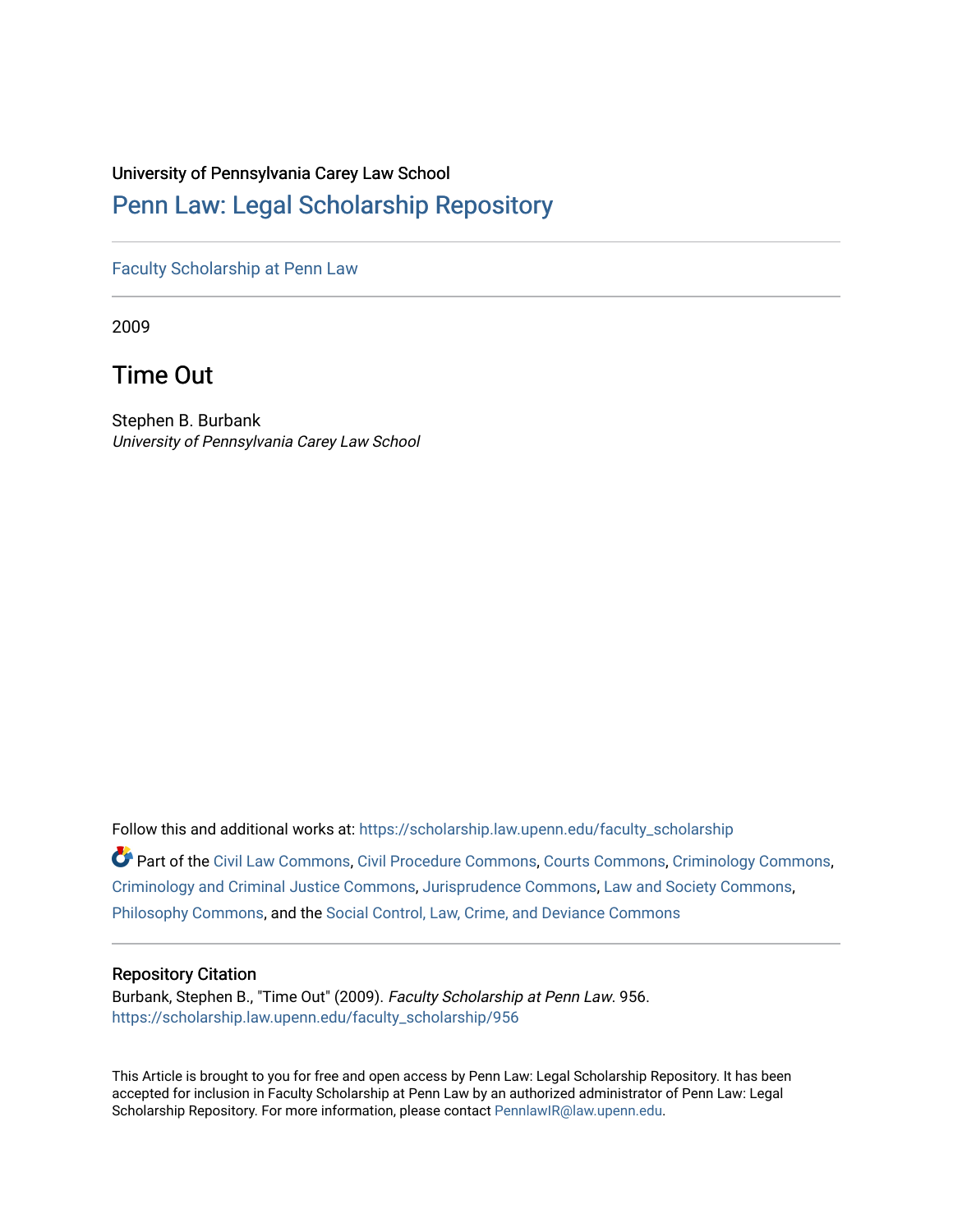University of Pennsylvania Carey Law School

# Penn Law: Legal Scholarship Repository

Faculty Scholarship at Penn Law

2009

## Time Out

Stephen B. Burbank
*University of Pennsylvania Carey Law School*

Follow this and additional works at: https://scholarship.law.upenn.edu/faculty_scholarship

Part of the Civil Law Commons, Civil Procedure Commons, Courts Commons, Criminology Commons, Criminology and Criminal Justice Commons, Jurisprudence Commons, Law and Society Commons, Philosophy Commons, and the Social Control, Law, Crime, and Deviance Commons

### Repository Citation

Burbank, Stephen B., "Time Out" (2009). *Faculty Scholarship at Penn Law*. 956.
https://scholarship.law.upenn.edu/faculty_scholarship/956

This Article is brought to you for free and open access by Penn Law: Legal Scholarship Repository. It has been accepted for inclusion in Faculty Scholarship at Penn Law by an authorized administrator of Penn Law: Legal Scholarship Repository. For more information, please contact PennlawIR@law.upenn.edu.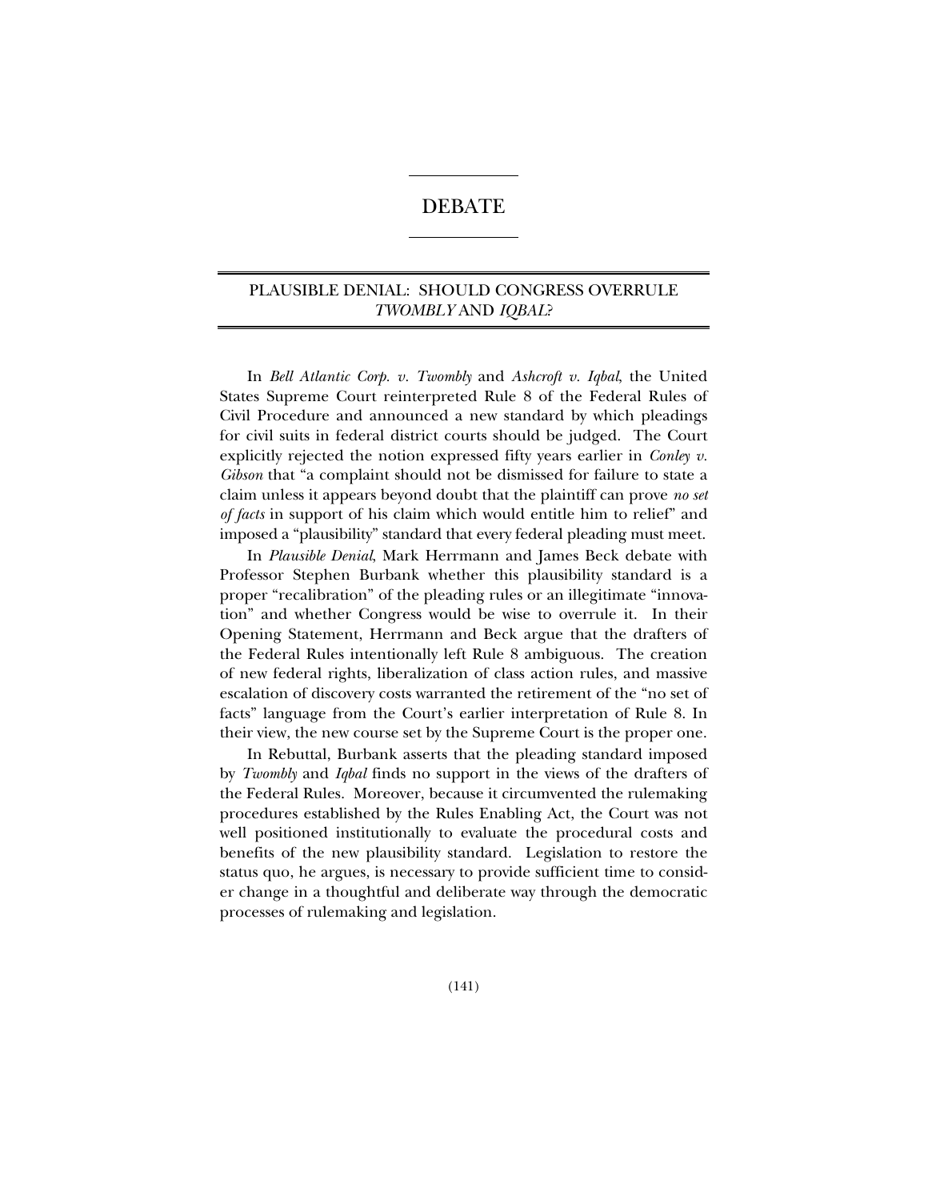# DEBATE

## PLAUSIBLE DENIAL: SHOULD CONGRESS OVERRULE *TWOMBLY* AND *IQBAL*?

In *Bell Atlantic Corp. v. Twombly* and *Ashcroft v. Iqbal*, the United States Supreme Court reinterpreted Rule 8 of the Federal Rules of Civil Procedure and announced a new standard by which pleadings for civil suits in federal district courts should be judged. The Court explicitly rejected the notion expressed fifty years earlier in *Conley v. Gibson* that "a complaint should not be dismissed for failure to state a claim unless it appears beyond doubt that the plaintiff can prove *no set of facts* in support of his claim which would entitle him to relief" and imposed a "plausibility" standard that every federal pleading must meet.

In *Plausible Denial*, Mark Herrmann and James Beck debate with Professor Stephen Burbank whether this plausibility standard is a proper "recalibration" of the pleading rules or an illegitimate "innovation" and whether Congress would be wise to overrule it. In their Opening Statement, Herrmann and Beck argue that the drafters of the Federal Rules intentionally left Rule 8 ambiguous. The creation of new federal rights, liberalization of class action rules, and massive escalation of discovery costs warranted the retirement of the "no set of facts" language from the Court's earlier interpretation of Rule 8. In their view, the new course set by the Supreme Court is the proper one.

In Rebuttal, Burbank asserts that the pleading standard imposed by *Twombly* and *Iqbal* finds no support in the views of the drafters of the Federal Rules. Moreover, because it circumvented the rulemaking procedures established by the Rules Enabling Act, the Court was not well positioned institutionally to evaluate the procedural costs and benefits of the new plausibility standard. Legislation to restore the status quo, he argues, is necessary to provide sufficient time to consider change in a thoughtful and deliberate way through the democratic processes of rulemaking and legislation.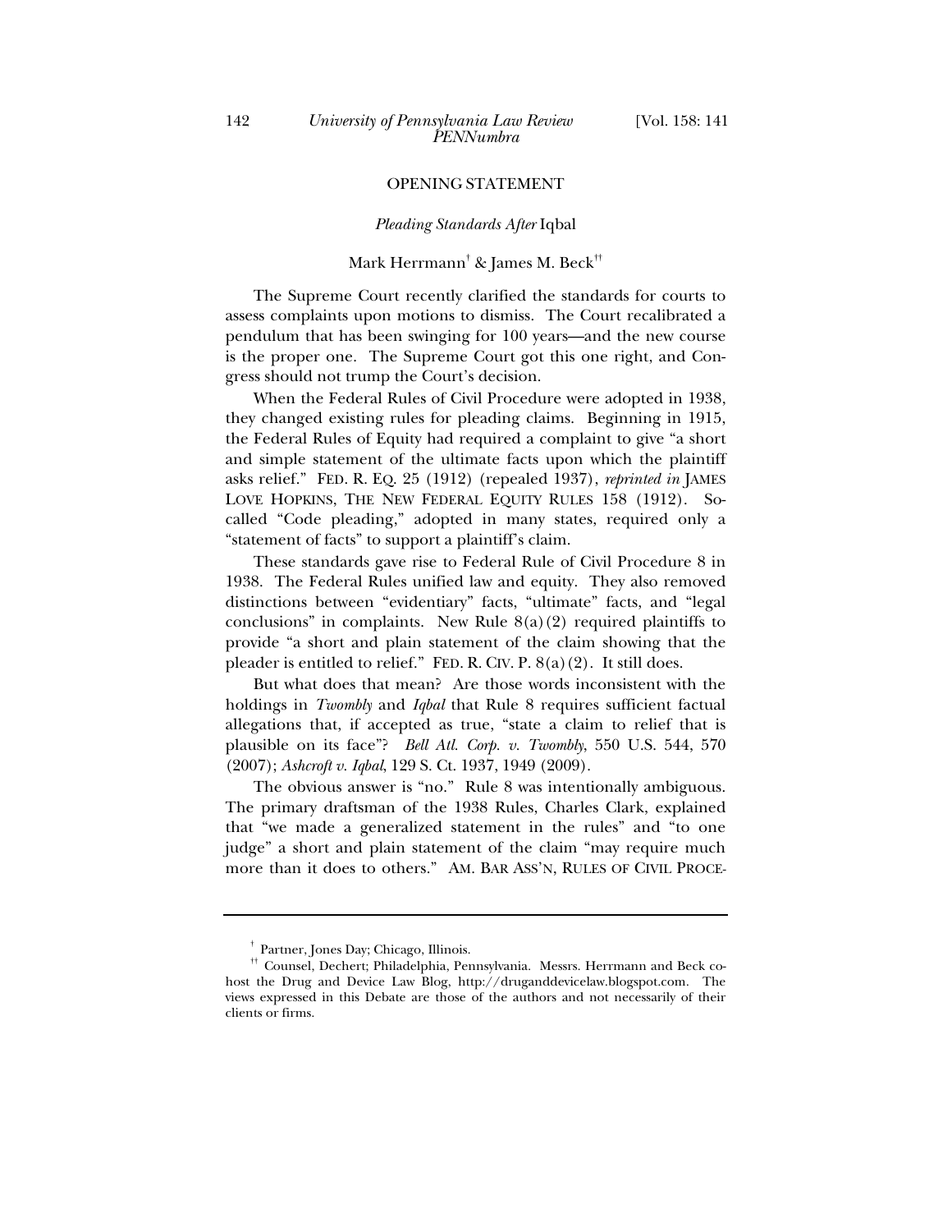## OPENING STATEMENT

### *Pleading Standards After* Iqbal

Mark Herrmann[†] & James M. Beck[††]

The Supreme Court recently clarified the standards for courts to assess complaints upon motions to dismiss. The Court recalibrated a pendulum that has been swinging for 100 years—and the new course is the proper one. The Supreme Court got this one right, and Congress should not trump the Court's decision.

When the Federal Rules of Civil Procedure were adopted in 1938, they changed existing rules for pleading claims. Beginning in 1915, the Federal Rules of Equity had required a complaint to give "a short and simple statement of the ultimate facts upon which the plaintiff asks relief." FED. R. EQ. 25 (1912) (repealed 1937), *reprinted in* JAMES LOVE HOPKINS, THE NEW FEDERAL EQUITY RULES 158 (1912). So-called "Code pleading," adopted in many states, required only a "statement of facts" to support a plaintiff's claim.

These standards gave rise to Federal Rule of Civil Procedure 8 in 1938. The Federal Rules unified law and equity. They also removed distinctions between "evidentiary" facts, "ultimate" facts, and "legal conclusions" in complaints. New Rule 8(a)(2) required plaintiffs to provide "a short and plain statement of the claim showing that the pleader is entitled to relief." FED. R. CIV. P. 8(a)(2). It still does.

But what does that mean? Are those words inconsistent with the holdings in *Twombly* and *Iqbal* that Rule 8 requires sufficient factual allegations that, if accepted as true, "state a claim to relief that is plausible on its face"? *Bell Atl. Corp. v. Twombly*, 550 U.S. 544, 570 (2007); *Ashcroft v. Iqbal*, 129 S. Ct. 1937, 1949 (2009).

The obvious answer is "no." Rule 8 was intentionally ambiguous. The primary draftsman of the 1938 Rules, Charles Clark, explained that "we made a generalized statement in the rules" and "to one judge" a short and plain statement of the claim "may require much more than it does to others." AM. BAR ASS'N, RULES OF CIVIL PROCE-

---

[†] Partner, Jones Day; Chicago, Illinois.

[††] Counsel, Dechert; Philadelphia, Pennsylvania. Messrs. Herrmann and Beck cohost the Drug and Device Law Blog, http://druganddevicelaw.blogspot.com. The views expressed in this Debate are those of the authors and not necessarily of their clients or firms.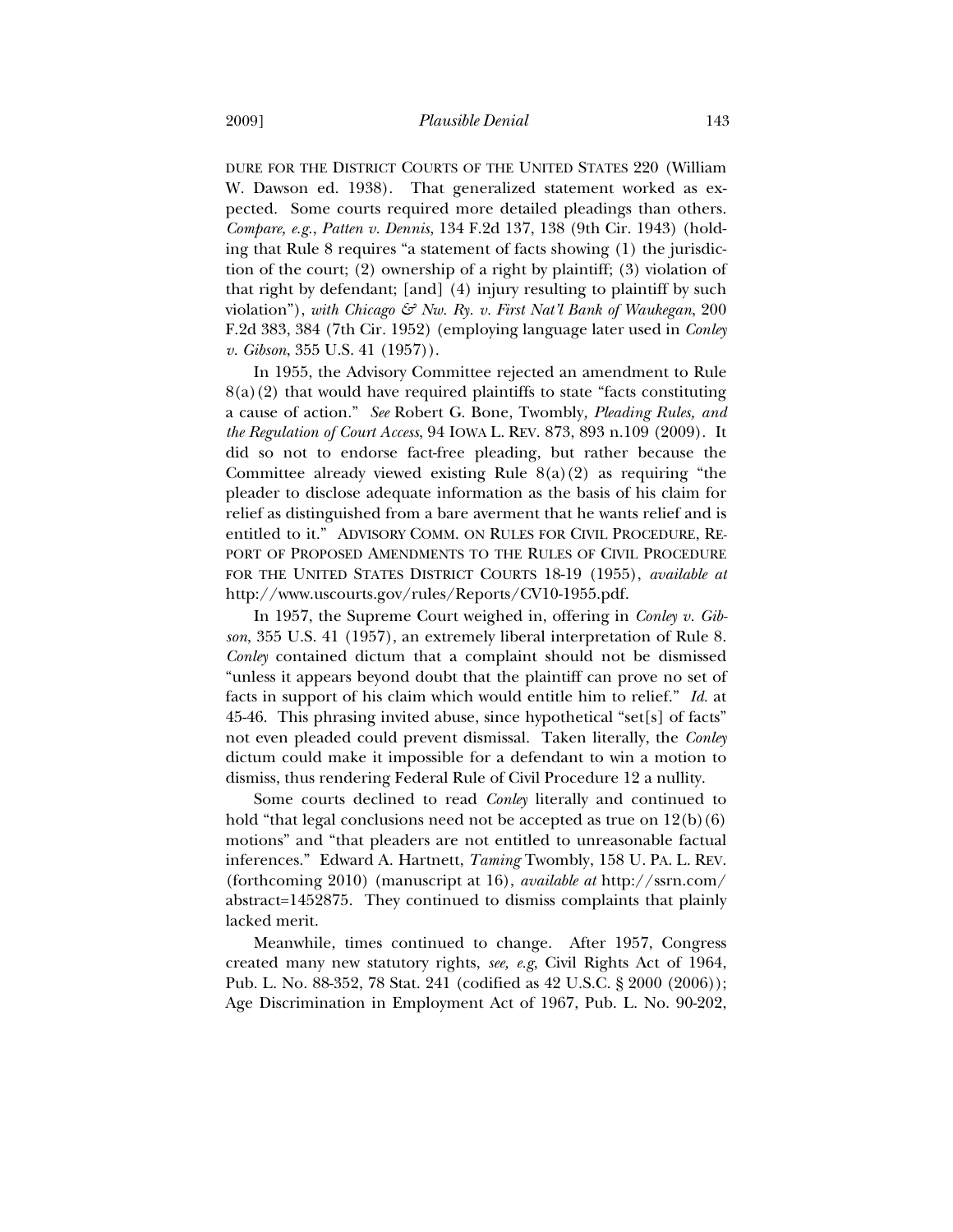DURE FOR THE DISTRICT COURTS OF THE UNITED STATES 220 (William W. Dawson ed. 1938). That generalized statement worked as expected. Some courts required more detailed pleadings than others. *Compare, e.g.*, *Patten v. Dennis*, 134 F.2d 137, 138 (9th Cir. 1943) (holding that Rule 8 requires "a statement of facts showing (1) the jurisdiction of the court; (2) ownership of a right by plaintiff; (3) violation of that right by defendant; [and] (4) injury resulting to plaintiff by such violation"), *with Chicago & Nw. Ry. v. First Nat'l Bank of Waukegan*, 200 F.2d 383, 384 (7th Cir. 1952) (employing language later used in *Conley v. Gibson*, 355 U.S. 41 (1957)).

In 1955, the Advisory Committee rejected an amendment to Rule 8(a)(2) that would have required plaintiffs to state "facts constituting a cause of action." *See* Robert G. Bone, Twombly*, Pleading Rules, and the Regulation of Court Access*, 94 IOWA L. REV. 873, 893 n.109 (2009). It did so not to endorse fact-free pleading, but rather because the Committee already viewed existing Rule 8(a)(2) as requiring "the pleader to disclose adequate information as the basis of his claim for relief as distinguished from a bare averment that he wants relief and is entitled to it." ADVISORY COMM. ON RULES FOR CIVIL PROCEDURE, REPORT OF PROPOSED AMENDMENTS TO THE RULES OF CIVIL PROCEDURE FOR THE UNITED STATES DISTRICT COURTS 18-19 (1955), *available at* http://www.uscourts.gov/rules/Reports/CV10-1955.pdf.

In 1957, the Supreme Court weighed in, offering in *Conley v. Gibson*, 355 U.S. 41 (1957), an extremely liberal interpretation of Rule 8. *Conley* contained dictum that a complaint should not be dismissed "unless it appears beyond doubt that the plaintiff can prove no set of facts in support of his claim which would entitle him to relief." *Id.* at 45-46. This phrasing invited abuse, since hypothetical "set[s] of facts" not even pleaded could prevent dismissal. Taken literally, the *Conley* dictum could make it impossible for a defendant to win a motion to dismiss, thus rendering Federal Rule of Civil Procedure 12 a nullity.

Some courts declined to read *Conley* literally and continued to hold "that legal conclusions need not be accepted as true on 12(b)(6) motions" and "that pleaders are not entitled to unreasonable factual inferences." Edward A. Hartnett, *Taming* Twombly, 158 U. PA. L. REV. (forthcoming 2010) (manuscript at 16), *available at* http://ssrn.com/abstract=1452875. They continued to dismiss complaints that plainly lacked merit.

Meanwhile, times continued to change. After 1957, Congress created many new statutory rights, *see, e.g*, Civil Rights Act of 1964, Pub. L. No. 88-352, 78 Stat. 241 (codified as 42 U.S.C. § 2000 (2006)); Age Discrimination in Employment Act of 1967, Pub. L. No. 90-202,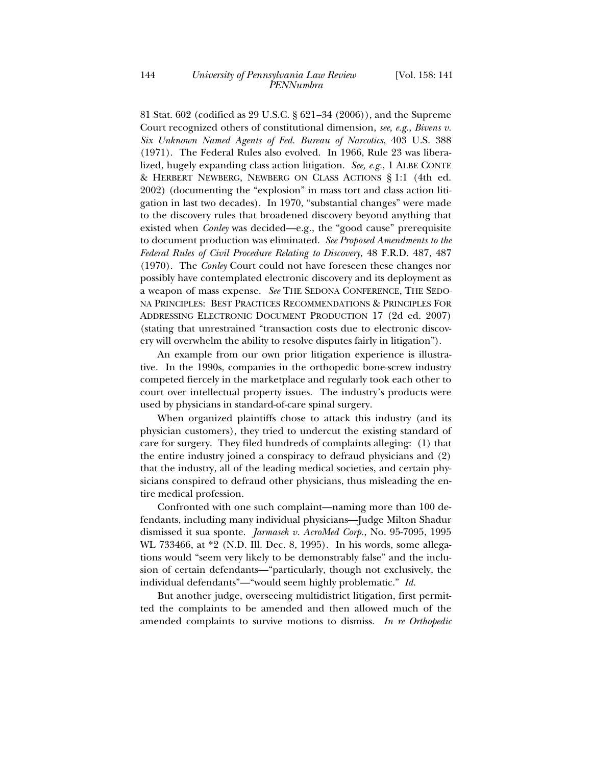81 Stat. 602 (codified as 29 U.S.C. § 621–34 (2006)), and the Supreme Court recognized others of constitutional dimension, *see, e.g.*, *Bivens v. Six Unknown Named Agents of Fed. Bureau of Narcotics*, 403 U.S. 388 (1971). The Federal Rules also evolved. In 1966, Rule 23 was liberalized, hugely expanding class action litigation. *See, e.g.*, 1 ALBE CONTE & HERBERT NEWBERG, NEWBERG ON CLASS ACTIONS § 1:1 (4th ed. 2002) (documenting the "explosion" in mass tort and class action litigation in last two decades). In 1970, "substantial changes" were made to the discovery rules that broadened discovery beyond anything that existed when *Conley* was decided—e.g., the "good cause" prerequisite to document production was eliminated. *See Proposed Amendments to the Federal Rules of Civil Procedure Relating to Discovery*, 48 F.R.D. 487, 487 (1970). The *Conley* Court could not have foreseen these changes nor possibly have contemplated electronic discovery and its deployment as a weapon of mass expense. *See* THE SEDONA CONFERENCE, THE SEDONA PRINCIPLES: BEST PRACTICES RECOMMENDATIONS & PRINCIPLES FOR ADDRESSING ELECTRONIC DOCUMENT PRODUCTION 17 (2d ed. 2007) (stating that unrestrained "transaction costs due to electronic discovery will overwhelm the ability to resolve disputes fairly in litigation").

An example from our own prior litigation experience is illustrative. In the 1990s, companies in the orthopedic bone-screw industry competed fiercely in the marketplace and regularly took each other to court over intellectual property issues. The industry's products were used by physicians in standard-of-care spinal surgery.

When organized plaintiffs chose to attack this industry (and its physician customers), they tried to undercut the existing standard of care for surgery. They filed hundreds of complaints alleging: (1) that the entire industry joined a conspiracy to defraud physicians and (2) that the industry, all of the leading medical societies, and certain physicians conspired to defraud other physicians, thus misleading the entire medical profession.

Confronted with one such complaint—naming more than 100 defendants, including many individual physicians—Judge Milton Shadur dismissed it sua sponte. *Jarmasek v. AcroMed Corp.*, No. 95-7095, 1995 WL 733466, at *2 (N.D. Ill. Dec. 8, 1995). In his words, some allegations would "seem very likely to be demonstrably false" and the inclusion of certain defendants—"particularly, though not exclusively, the individual defendants"—"would seem highly problematic." *Id.*

But another judge, overseeing multidistrict litigation, first permitted the complaints to be amended and then allowed much of the amended complaints to survive motions to dismiss. *In re Orthopedic*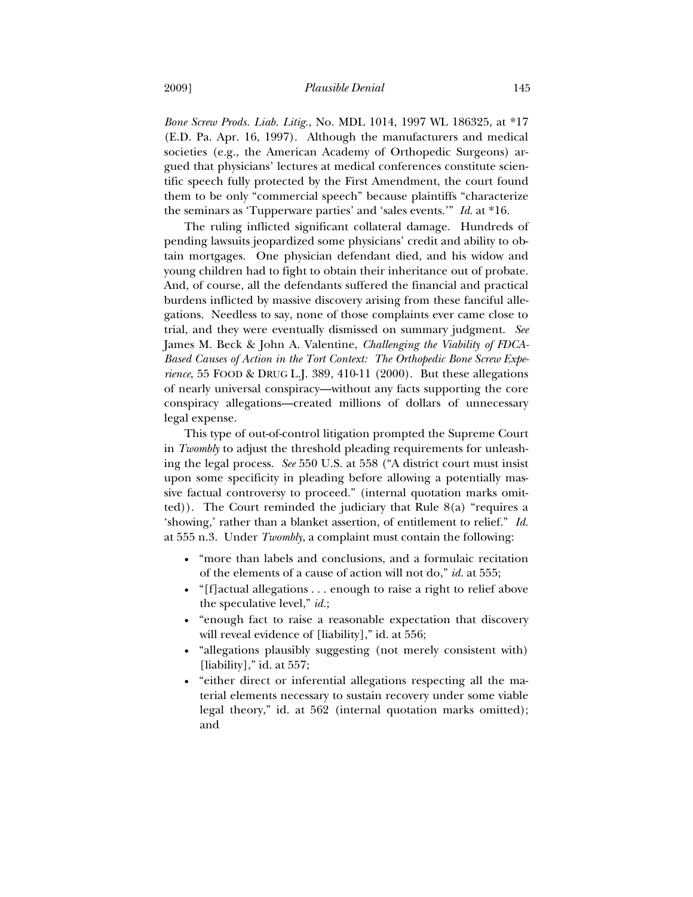*Bone Screw Prods. Liab. Litig.*, No. MDL 1014, 1997 WL 186325, at *17 (E.D. Pa. Apr. 16, 1997). Although the manufacturers and medical societies (e.g., the American Academy of Orthopedic Surgeons) argued that physicians' lectures at medical conferences constitute scientific speech fully protected by the First Amendment, the court found them to be only "commercial speech" because plaintiffs "characterize the seminars as 'Tupperware parties' and 'sales events.'" *Id.* at *16.

The ruling inflicted significant collateral damage. Hundreds of pending lawsuits jeopardized some physicians' credit and ability to obtain mortgages. One physician defendant died, and his widow and young children had to fight to obtain their inheritance out of probate. And, of course, all the defendants suffered the financial and practical burdens inflicted by massive discovery arising from these fanciful allegations. Needless to say, none of those complaints ever came close to trial, and they were eventually dismissed on summary judgment. *See* James M. Beck & John A. Valentine, *Challenging the Viability of FDCA-Based Causes of Action in the Tort Context: The Orthopedic Bone Screw Experience*, 55 FOOD & DRUG L.J. 389, 410-11 (2000). But these allegations of nearly universal conspiracy—without any facts supporting the core conspiracy allegations—created millions of dollars of unnecessary legal expense.

This type of out-of-control litigation prompted the Supreme Court in *Twombly* to adjust the threshold pleading requirements for unleashing the legal process. *See* 550 U.S. at 558 ("A district court must insist upon some specificity in pleading before allowing a potentially massive factual controversy to proceed." (internal quotation marks omitted)). The Court reminded the judiciary that Rule 8(a) "requires a 'showing,' rather than a blanket assertion, of entitlement to relief." *Id.* at 555 n.3. Under *Twombly*, a complaint must contain the following:

- "more than labels and conclusions, and a formulaic recitation of the elements of a cause of action will not do," *id.* at 555;
- "[f]actual allegations . . . enough to raise a right to relief above the speculative level," *id.*;
- "enough fact to raise a reasonable expectation that discovery will reveal evidence of [liability]," id. at 556;
- "allegations plausibly suggesting (not merely consistent with) [liability]," id. at 557;
- "either direct or inferential allegations respecting all the material elements necessary to sustain recovery under some viable legal theory," id. at 562 (internal quotation marks omitted); and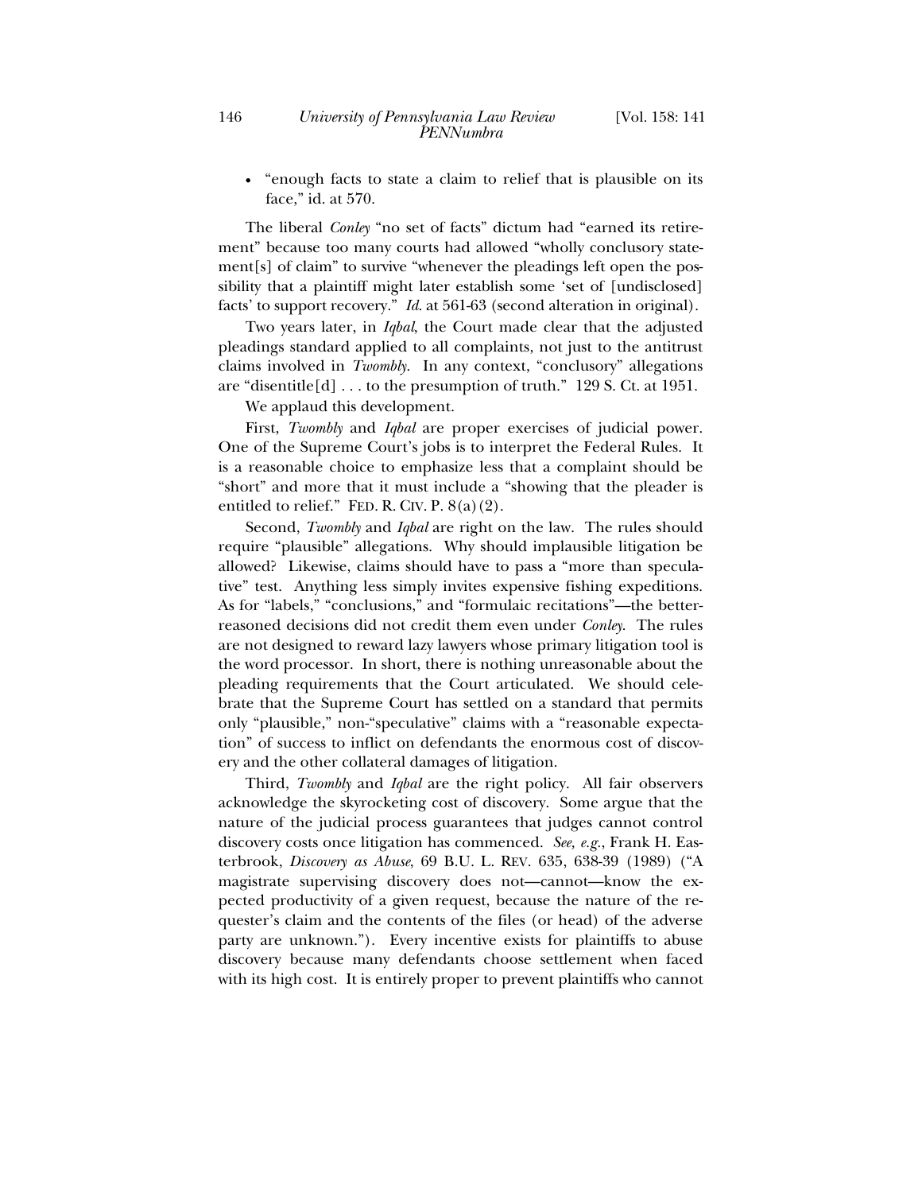- "enough facts to state a claim to relief that is plausible on its face," id. at 570.

The liberal *Conley* "no set of facts" dictum had "earned its retirement" because too many courts had allowed "wholly conclusory statement[s] of claim" to survive "whenever the pleadings left open the possibility that a plaintiff might later establish some 'set of [undisclosed] facts' to support recovery." *Id.* at 561-63 (second alteration in original).

Two years later, in *Iqbal*, the Court made clear that the adjusted pleadings standard applied to all complaints, not just to the antitrust claims involved in *Twombly*. In any context, "conclusory" allegations are "disentitle[d] . . . to the presumption of truth." 129 S. Ct. at 1951.

We applaud this development.

First, *Twombly* and *Iqbal* are proper exercises of judicial power. One of the Supreme Court's jobs is to interpret the Federal Rules. It is a reasonable choice to emphasize less that a complaint should be "short" and more that it must include a "showing that the pleader is entitled to relief." FED. R. CIV. P. 8(a)(2).

Second, *Twombly* and *Iqbal* are right on the law. The rules should require "plausible" allegations. Why should implausible litigation be allowed? Likewise, claims should have to pass a "more than speculative" test. Anything less simply invites expensive fishing expeditions. As for "labels," "conclusions," and "formulaic recitations"—the better-reasoned decisions did not credit them even under *Conley*. The rules are not designed to reward lazy lawyers whose primary litigation tool is the word processor. In short, there is nothing unreasonable about the pleading requirements that the Court articulated. We should celebrate that the Supreme Court has settled on a standard that permits only "plausible," non-"speculative" claims with a "reasonable expectation" of success to inflict on defendants the enormous cost of discovery and the other collateral damages of litigation.

Third, *Twombly* and *Iqbal* are the right policy. All fair observers acknowledge the skyrocketing cost of discovery. Some argue that the nature of the judicial process guarantees that judges cannot control discovery costs once litigation has commenced. *See, e.g.*, Frank H. Easterbrook, *Discovery as Abuse*, 69 B.U. L. REV. 635, 638-39 (1989) ("A magistrate supervising discovery does not—cannot—know the expected productivity of a given request, because the nature of the requester's claim and the contents of the files (or head) of the adverse party are unknown."). Every incentive exists for plaintiffs to abuse discovery because many defendants choose settlement when faced with its high cost. It is entirely proper to prevent plaintiffs who cannot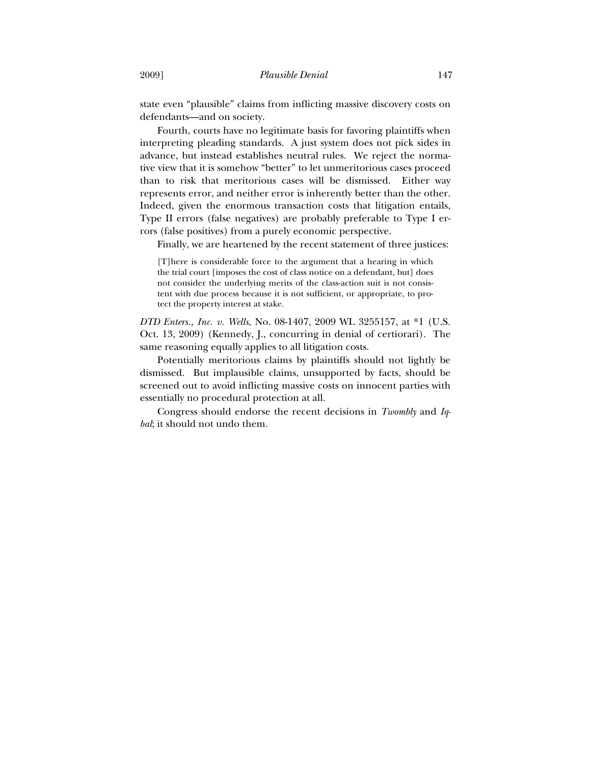state even "plausible" claims from inflicting massive discovery costs on defendants—and on society.

Fourth, courts have no legitimate basis for favoring plaintiffs when interpreting pleading standards. A just system does not pick sides in advance, but instead establishes neutral rules. We reject the normative view that it is somehow "better" to let unmeritorious cases proceed than to risk that meritorious cases will be dismissed. Either way represents error, and neither error is inherently better than the other. Indeed, given the enormous transaction costs that litigation entails, Type II errors (false negatives) are probably preferable to Type I errors (false positives) from a purely economic perspective.

Finally, we are heartened by the recent statement of three justices:

> [T]here is considerable force to the argument that a hearing in which the trial court [imposes the cost of class notice on a defendant, but] does not consider the underlying merits of the class-action suit is not consistent with due process because it is not sufficient, or appropriate, to protect the property interest at stake.

*DTD Enters., Inc. v. Wells*, No. 08-1407, 2009 WL 3255157, at *1 (U.S. Oct. 13, 2009) (Kennedy, J., concurring in denial of certiorari). The same reasoning equally applies to all litigation costs.

Potentially meritorious claims by plaintiffs should not lightly be dismissed. But implausible claims, unsupported by facts, should be screened out to avoid inflicting massive costs on innocent parties with essentially no procedural protection at all.

Congress should endorse the recent decisions in *Twombly* and *Iqbal*; it should not undo them.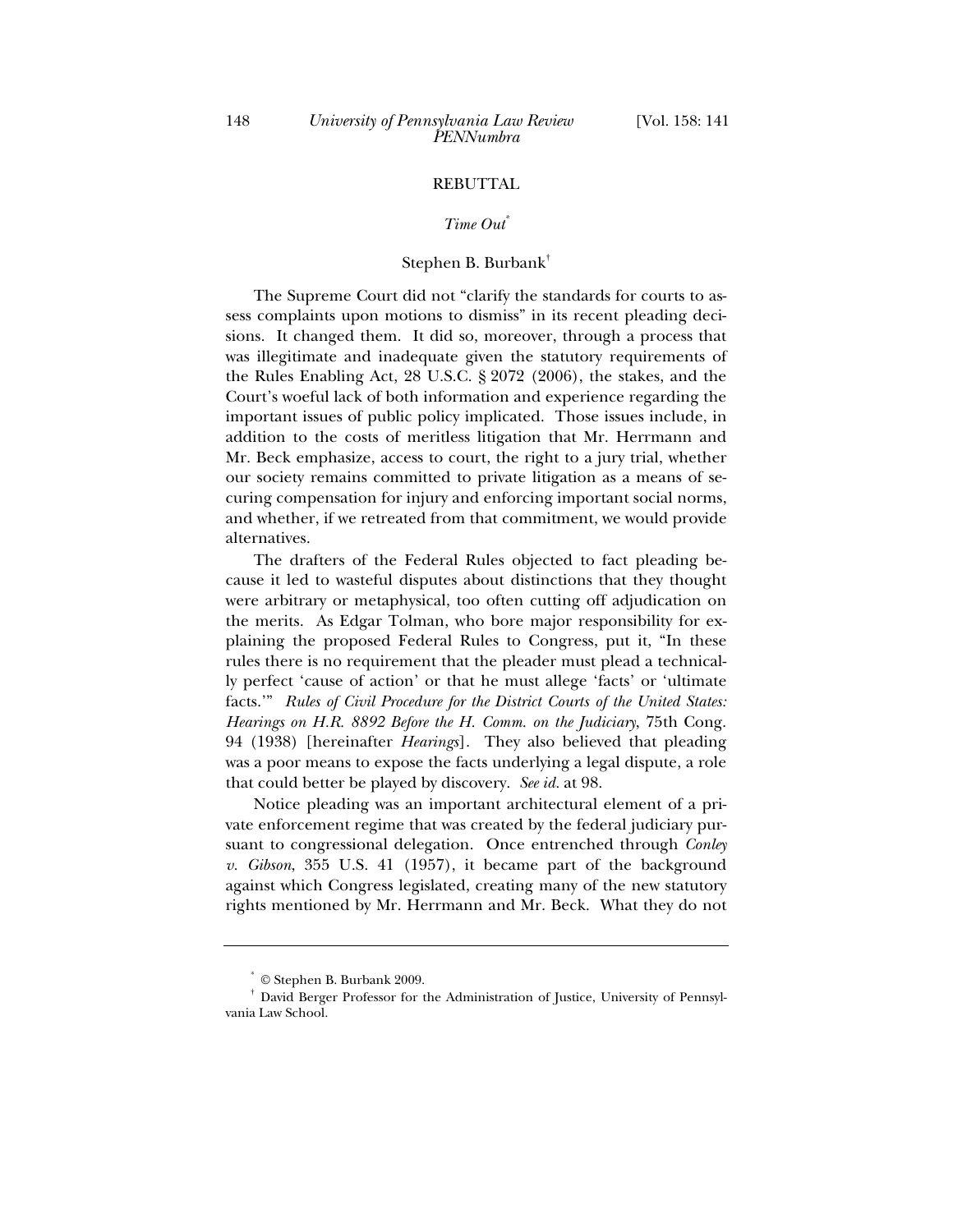## REBUTTAL

### *Time Out*[*]

Stephen B. Burbank[†]

The Supreme Court did not "clarify the standards for courts to assess complaints upon motions to dismiss" in its recent pleading decisions. It changed them. It did so, moreover, through a process that was illegitimate and inadequate given the statutory requirements of the Rules Enabling Act, 28 U.S.C. § 2072 (2006), the stakes, and the Court's woeful lack of both information and experience regarding the important issues of public policy implicated. Those issues include, in addition to the costs of meritless litigation that Mr. Herrmann and Mr. Beck emphasize, access to court, the right to a jury trial, whether our society remains committed to private litigation as a means of securing compensation for injury and enforcing important social norms, and whether, if we retreated from that commitment, we would provide alternatives.

The drafters of the Federal Rules objected to fact pleading because it led to wasteful disputes about distinctions that they thought were arbitrary or metaphysical, too often cutting off adjudication on the merits. As Edgar Tolman, who bore major responsibility for explaining the proposed Federal Rules to Congress, put it, "In these rules there is no requirement that the pleader must plead a technically perfect 'cause of action' or that he must allege 'facts' or 'ultimate facts.'" *Rules of Civil Procedure for the District Courts of the United States: Hearings on H.R. 8892 Before the H. Comm. on the Judiciary*, 75th Cong. 94 (1938) [hereinafter *Hearings*]. They also believed that pleading was a poor means to expose the facts underlying a legal dispute, a role that could better be played by discovery. *See id.* at 98.

Notice pleading was an important architectural element of a private enforcement regime that was created by the federal judiciary pursuant to congressional delegation. Once entrenched through *Conley v. Gibson*, 355 U.S. 41 (1957), it became part of the background against which Congress legislated, creating many of the new statutory rights mentioned by Mr. Herrmann and Mr. Beck. What they do not

---

[*] © Stephen B. Burbank 2009.

[†] David Berger Professor for the Administration of Justice, University of Pennsylvania Law School.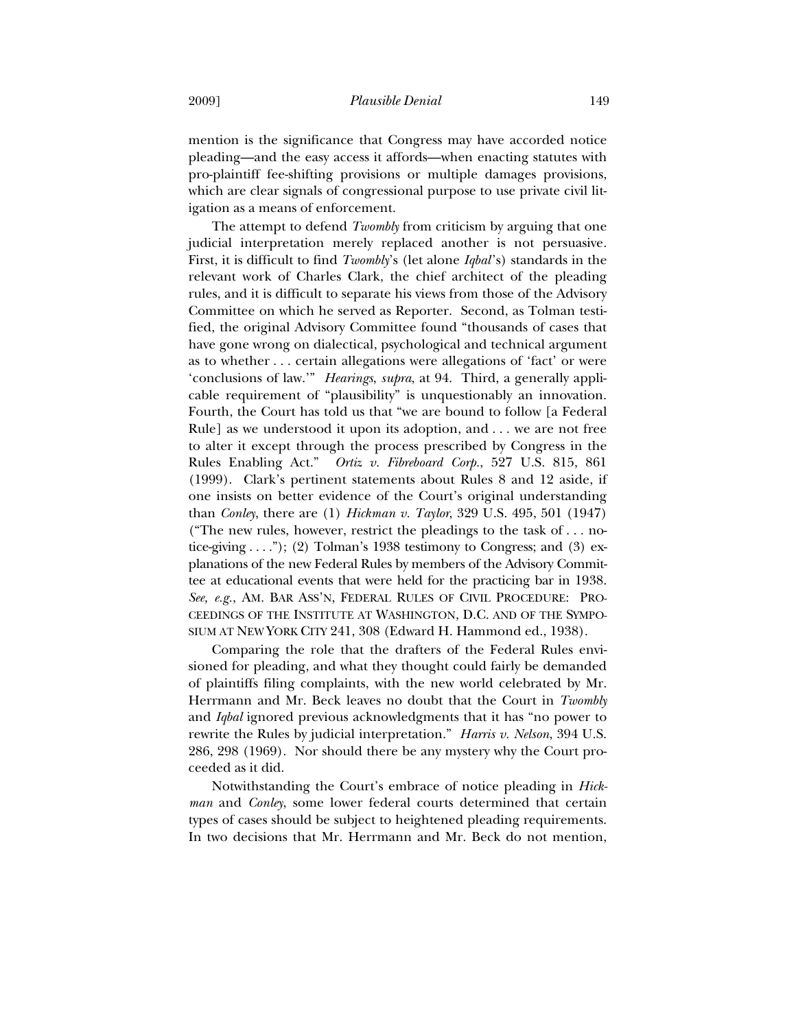mention is the significance that Congress may have accorded notice pleading—and the easy access it affords—when enacting statutes with pro-plaintiff fee-shifting provisions or multiple damages provisions, which are clear signals of congressional purpose to use private civil litigation as a means of enforcement.

The attempt to defend *Twombly* from criticism by arguing that one judicial interpretation merely replaced another is not persuasive. First, it is difficult to find *Twombly*'s (let alone *Iqbal*'s) standards in the relevant work of Charles Clark, the chief architect of the pleading rules, and it is difficult to separate his views from those of the Advisory Committee on which he served as Reporter. Second, as Tolman testified, the original Advisory Committee found "thousands of cases that have gone wrong on dialectical, psychological and technical argument as to whether . . . certain allegations were allegations of 'fact' or were 'conclusions of law.'" *Hearings*, *supra*, at 94. Third, a generally applicable requirement of "plausibility" is unquestionably an innovation. Fourth, the Court has told us that "we are bound to follow [a Federal Rule] as we understood it upon its adoption, and . . . we are not free to alter it except through the process prescribed by Congress in the Rules Enabling Act." *Ortiz v. Fibreboard Corp.*, 527 U.S. 815, 861 (1999). Clark's pertinent statements about Rules 8 and 12 aside, if one insists on better evidence of the Court's original understanding than *Conley*, there are (1) *Hickman v. Taylor*, 329 U.S. 495, 501 (1947) ("The new rules, however, restrict the pleadings to the task of . . . notice-giving . . . ."); (2) Tolman's 1938 testimony to Congress; and (3) explanations of the new Federal Rules by members of the Advisory Committee at educational events that were held for the practicing bar in 1938. *See, e.g.*, AM. BAR ASS'N, FEDERAL RULES OF CIVIL PROCEDURE: PROCEEDINGS OF THE INSTITUTE AT WASHINGTON, D.C. AND OF THE SYMPOSIUM AT NEW YORK CITY 241, 308 (Edward H. Hammond ed., 1938).

Comparing the role that the drafters of the Federal Rules envisioned for pleading, and what they thought could fairly be demanded of plaintiffs filing complaints, with the new world celebrated by Mr. Herrmann and Mr. Beck leaves no doubt that the Court in *Twombly* and *Iqbal* ignored previous acknowledgments that it has "no power to rewrite the Rules by judicial interpretation." *Harris v. Nelson*, 394 U.S. 286, 298 (1969). Nor should there be any mystery why the Court proceeded as it did.

Notwithstanding the Court's embrace of notice pleading in *Hickman* and *Conley*, some lower federal courts determined that certain types of cases should be subject to heightened pleading requirements. In two decisions that Mr. Herrmann and Mr. Beck do not mention,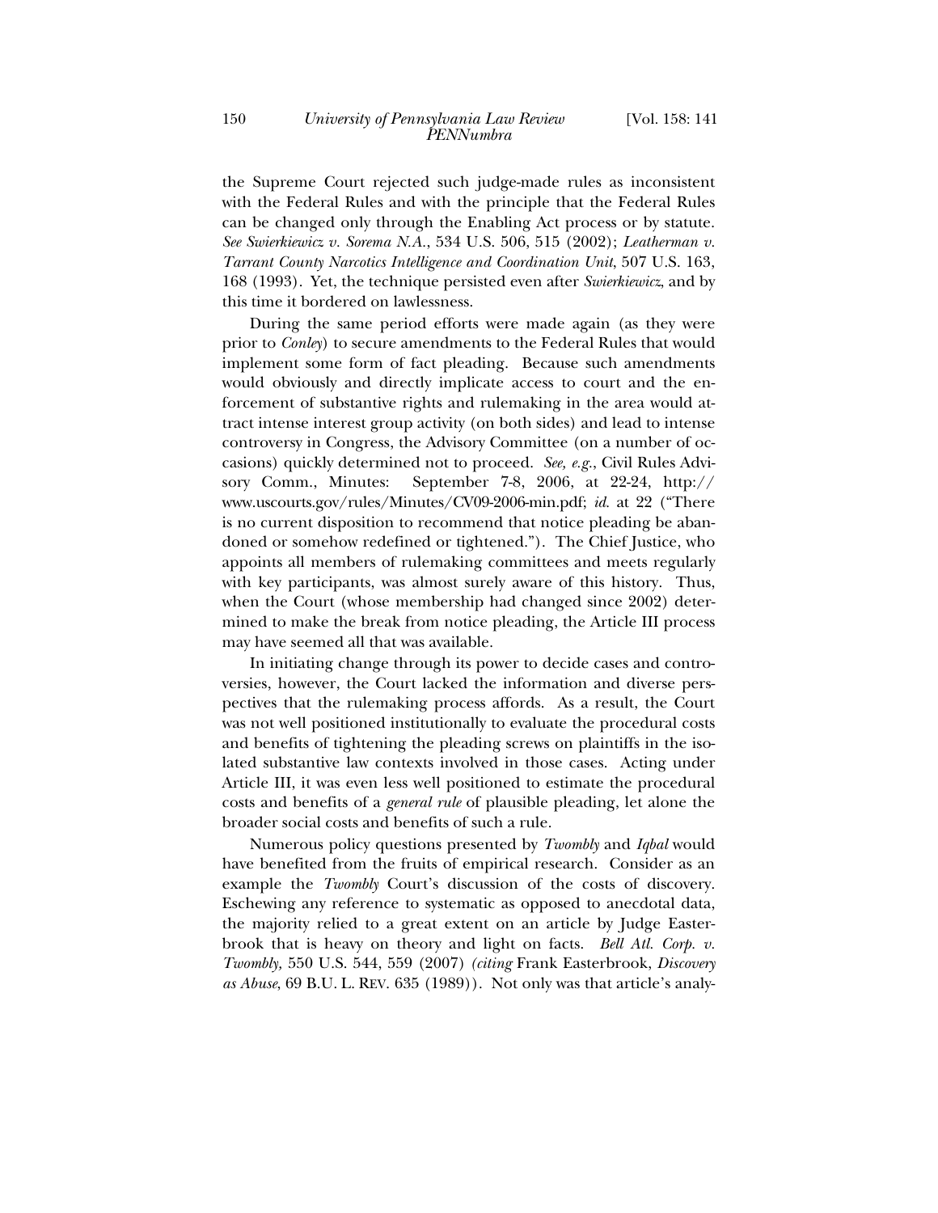the Supreme Court rejected such judge-made rules as inconsistent with the Federal Rules and with the principle that the Federal Rules can be changed only through the Enabling Act process or by statute. *See Swierkiewicz v. Sorema N.A.*, 534 U.S. 506, 515 (2002); *Leatherman v. Tarrant County Narcotics Intelligence and Coordination Unit*, 507 U.S. 163, 168 (1993). Yet, the technique persisted even after *Swierkiewicz*, and by this time it bordered on lawlessness.

During the same period efforts were made again (as they were prior to *Conley*) to secure amendments to the Federal Rules that would implement some form of fact pleading. Because such amendments would obviously and directly implicate access to court and the enforcement of substantive rights and rulemaking in the area would attract intense interest group activity (on both sides) and lead to intense controversy in Congress, the Advisory Committee (on a number of occasions) quickly determined not to proceed. *See, e.g.*, Civil Rules Advisory Comm., Minutes: September 7-8, 2006, at 22-24, http://www.uscourts.gov/rules/Minutes/CV09-2006-min.pdf; *id.* at 22 ("There is no current disposition to recommend that notice pleading be abandoned or somehow redefined or tightened."). The Chief Justice, who appoints all members of rulemaking committees and meets regularly with key participants, was almost surely aware of this history. Thus, when the Court (whose membership had changed since 2002) determined to make the break from notice pleading, the Article III process may have seemed all that was available.

In initiating change through its power to decide cases and controversies, however, the Court lacked the information and diverse perspectives that the rulemaking process affords. As a result, the Court was not well positioned institutionally to evaluate the procedural costs and benefits of tightening the pleading screws on plaintiffs in the isolated substantive law contexts involved in those cases. Acting under Article III, it was even less well positioned to estimate the procedural costs and benefits of a *general rule* of plausible pleading, let alone the broader social costs and benefits of such a rule.

Numerous policy questions presented by *Twombly* and *Iqbal* would have benefited from the fruits of empirical research. Consider as an example the *Twombly* Court's discussion of the costs of discovery. Eschewing any reference to systematic as opposed to anecdotal data, the majority relied to a great extent on an article by Judge Easterbrook that is heavy on theory and light on facts. *Bell Atl. Corp. v. Twombly,* 550 U.S. 544, 559 (2007) *(citing* Frank Easterbrook, *Discovery as Abuse*, 69 B.U. L. REV. 635 (1989)). Not only was that article's analy-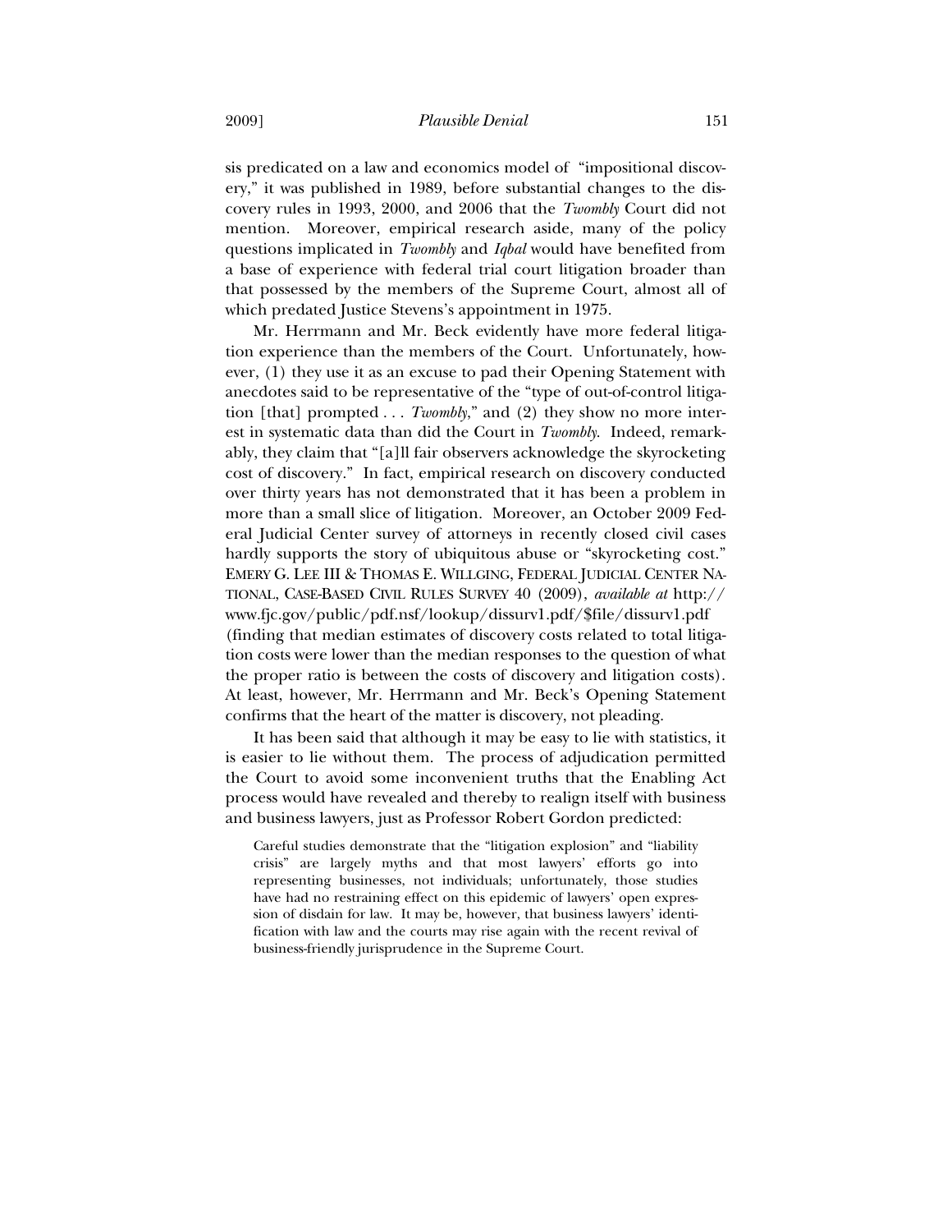sis predicated on a law and economics model of "impositional discovery," it was published in 1989, before substantial changes to the discovery rules in 1993, 2000, and 2006 that the *Twombly* Court did not mention. Moreover, empirical research aside, many of the policy questions implicated in *Twombly* and *Iqbal* would have benefited from a base of experience with federal trial court litigation broader than that possessed by the members of the Supreme Court, almost all of which predated Justice Stevens's appointment in 1975.

Mr. Herrmann and Mr. Beck evidently have more federal litigation experience than the members of the Court. Unfortunately, however, (1) they use it as an excuse to pad their Opening Statement with anecdotes said to be representative of the "type of out-of-control litigation [that] prompted . . . *Twombly*," and (2) they show no more interest in systematic data than did the Court in *Twombly*. Indeed, remarkably, they claim that "[a]ll fair observers acknowledge the skyrocketing cost of discovery." In fact, empirical research on discovery conducted over thirty years has not demonstrated that it has been a problem in more than a small slice of litigation. Moreover, an October 2009 Federal Judicial Center survey of attorneys in recently closed civil cases hardly supports the story of ubiquitous abuse or "skyrocketing cost." EMERY G. LEE III & THOMAS E. WILLGING, FEDERAL JUDICIAL CENTER NATIONAL, CASE-BASED CIVIL RULES SURVEY 40 (2009), *available at* http://www.fjc.gov/public/pdf.nsf/lookup/dissurv1.pdf/$file/dissurv1.pdf (finding that median estimates of discovery costs related to total litigation costs were lower than the median responses to the question of what the proper ratio is between the costs of discovery and litigation costs). At least, however, Mr. Herrmann and Mr. Beck's Opening Statement confirms that the heart of the matter is discovery, not pleading.

It has been said that although it may be easy to lie with statistics, it is easier to lie without them. The process of adjudication permitted the Court to avoid some inconvenient truths that the Enabling Act process would have revealed and thereby to realign itself with business and business lawyers, just as Professor Robert Gordon predicted:

> Careful studies demonstrate that the "litigation explosion" and "liability crisis" are largely myths and that most lawyers' efforts go into representing businesses, not individuals; unfortunately, those studies have had no restraining effect on this epidemic of lawyers' open expression of disdain for law. It may be, however, that business lawyers' identification with law and the courts may rise again with the recent revival of business-friendly jurisprudence in the Supreme Court.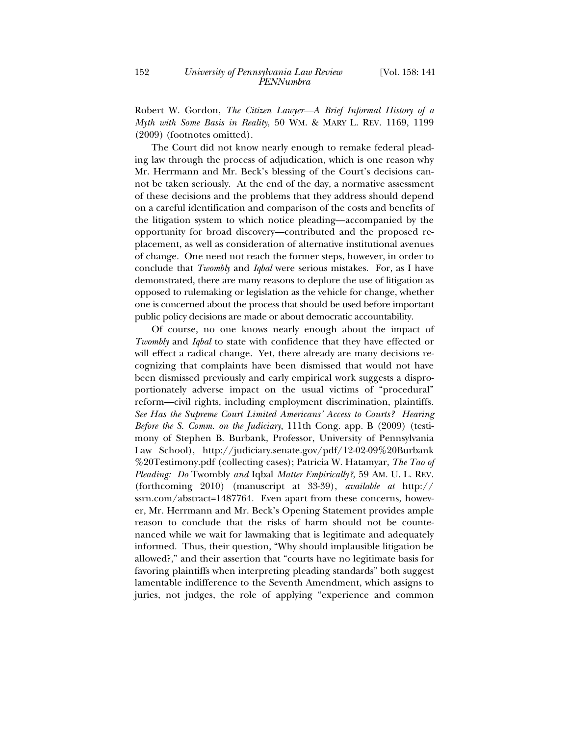Robert W. Gordon, *The Citizen Lawyer—A Brief Informal History of a Myth with Some Basis in Reality*, 50 WM. & MARY L. REV. 1169, 1199 (2009) (footnotes omitted).

The Court did not know nearly enough to remake federal pleading law through the process of adjudication, which is one reason why Mr. Herrmann and Mr. Beck's blessing of the Court's decisions cannot be taken seriously. At the end of the day, a normative assessment of these decisions and the problems that they address should depend on a careful identification and comparison of the costs and benefits of the litigation system to which notice pleading—accompanied by the opportunity for broad discovery—contributed and the proposed replacement, as well as consideration of alternative institutional avenues of change. One need not reach the former steps, however, in order to conclude that *Twombly* and *Iqbal* were serious mistakes. For, as I have demonstrated, there are many reasons to deplore the use of litigation as opposed to rulemaking or legislation as the vehicle for change, whether one is concerned about the process that should be used before important public policy decisions are made or about democratic accountability.

Of course, no one knows nearly enough about the impact of *Twombly* and *Iqbal* to state with confidence that they have effected or will effect a radical change. Yet, there already are many decisions recognizing that complaints have been dismissed that would not have been dismissed previously and early empirical work suggests a disproportionately adverse impact on the usual victims of "procedural" reform—civil rights, including employment discrimination, plaintiffs. *See Has the Supreme Court Limited Americans' Access to Courts? Hearing Before the S. Comm. on the Judiciary*, 111th Cong. app. B (2009) (testimony of Stephen B. Burbank, Professor, University of Pennsylvania Law School), http://judiciary.senate.gov/pdf/12-02-09%20Burbank%20Testimony.pdf (collecting cases); Patricia W. Hatamyar, *The Tao of Pleading: Do* Twombly *and* Iqbal *Matter Empirically?*, 59 AM. U. L. REV. (forthcoming 2010) (manuscript at 33-39), *available at* http://ssrn.com/abstract=1487764. Even apart from these concerns, however, Mr. Herrmann and Mr. Beck's Opening Statement provides ample reason to conclude that the risks of harm should not be countenanced while we wait for lawmaking that is legitimate and adequately informed. Thus, their question, "Why should implausible litigation be allowed?," and their assertion that "courts have no legitimate basis for favoring plaintiffs when interpreting pleading standards" both suggest lamentable indifference to the Seventh Amendment, which assigns to juries, not judges, the role of applying "experience and common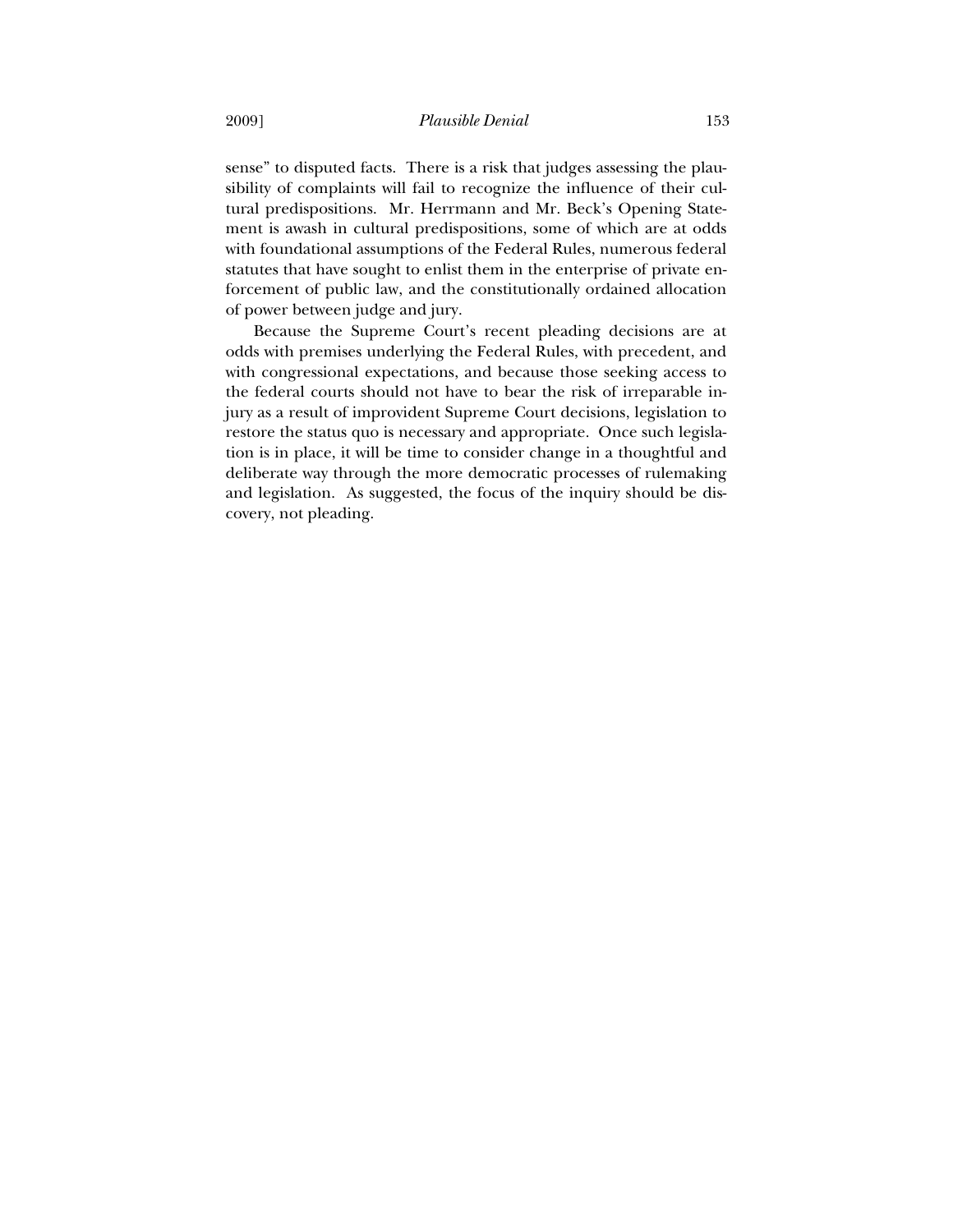sense" to disputed facts. There is a risk that judges assessing the plausibility of complaints will fail to recognize the influence of their cultural predispositions. Mr. Herrmann and Mr. Beck's Opening Statement is awash in cultural predispositions, some of which are at odds with foundational assumptions of the Federal Rules, numerous federal statutes that have sought to enlist them in the enterprise of private enforcement of public law, and the constitutionally ordained allocation of power between judge and jury.

Because the Supreme Court's recent pleading decisions are at odds with premises underlying the Federal Rules, with precedent, and with congressional expectations, and because those seeking access to the federal courts should not have to bear the risk of irreparable injury as a result of improvident Supreme Court decisions, legislation to restore the status quo is necessary and appropriate. Once such legislation is in place, it will be time to consider change in a thoughtful and deliberate way through the more democratic processes of rulemaking and legislation. As suggested, the focus of the inquiry should be discovery, not pleading.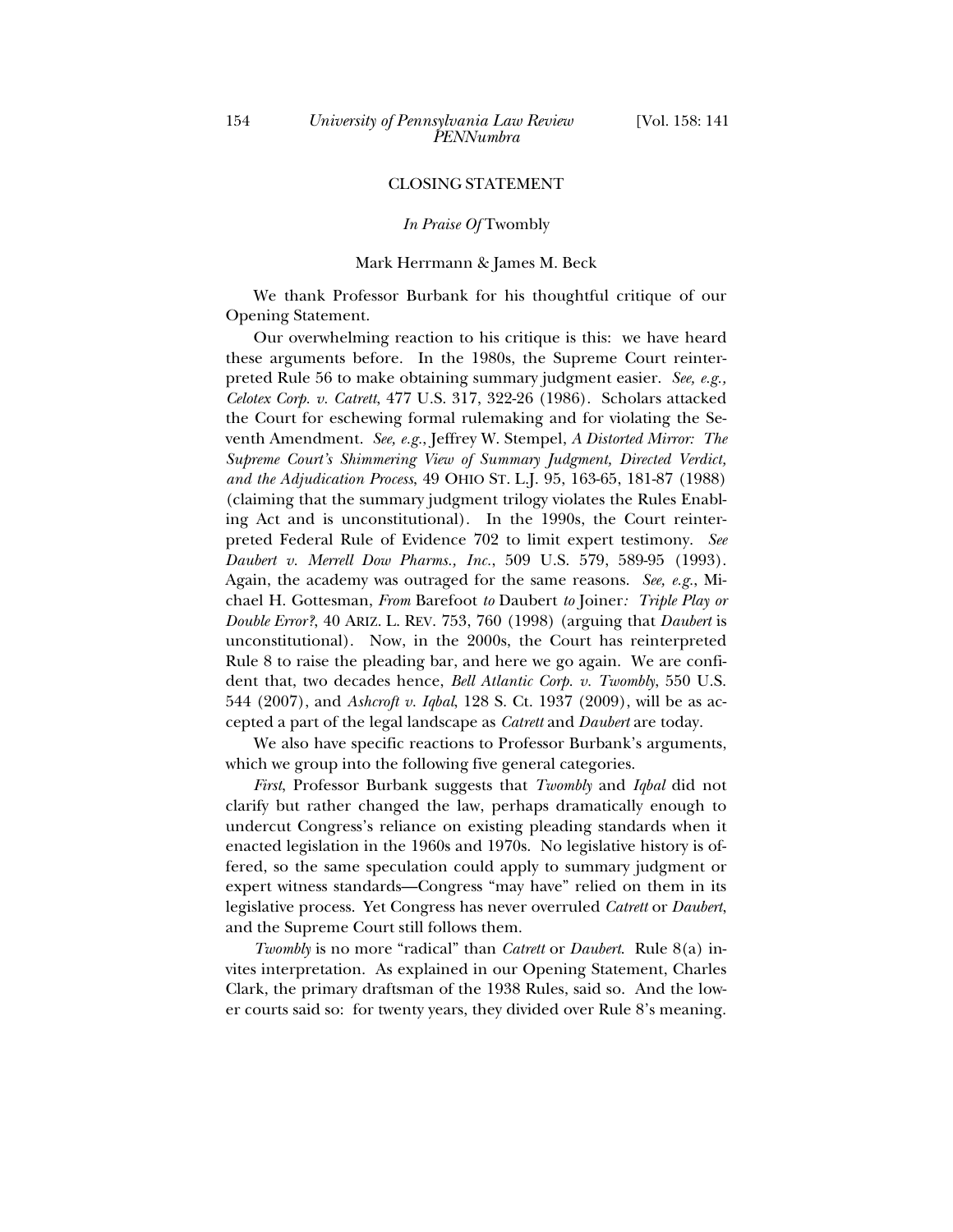## CLOSING STATEMENT

### *In Praise Of* Twombly

Mark Herrmann & James M. Beck

We thank Professor Burbank for his thoughtful critique of our Opening Statement.

Our overwhelming reaction to his critique is this: we have heard these arguments before. In the 1980s, the Supreme Court reinterpreted Rule 56 to make obtaining summary judgment easier. *See, e.g.*, *Celotex Corp. v. Catrett*, 477 U.S. 317, 322-26 (1986). Scholars attacked the Court for eschewing formal rulemaking and for violating the Seventh Amendment. *See, e.g.*, Jeffrey W. Stempel, *A Distorted Mirror: The Supreme Court's Shimmering View of Summary Judgment, Directed Verdict, and the Adjudication Process*, 49 OHIO ST. L.J. 95, 163-65, 181-87 (1988) (claiming that the summary judgment trilogy violates the Rules Enabling Act and is unconstitutional). In the 1990s, the Court reinterpreted Federal Rule of Evidence 702 to limit expert testimony. *See Daubert v. Merrell Dow Pharms., Inc.*, 509 U.S. 579, 589-95 (1993). Again, the academy was outraged for the same reasons. *See, e.g.*, Michael H. Gottesman, *From* Barefoot *to* Daubert *to* Joiner*: Triple Play or Double Error?*, 40 ARIZ. L. REV. 753, 760 (1998) (arguing that *Daubert* is unconstitutional). Now, in the 2000s, the Court has reinterpreted Rule 8 to raise the pleading bar, and here we go again. We are confident that, two decades hence, *Bell Atlantic Corp. v. Twombly*, 550 U.S. 544 (2007), and *Ashcroft v. Iqbal*, 128 S. Ct. 1937 (2009), will be as accepted a part of the legal landscape as *Catrett* and *Daubert* are today.

We also have specific reactions to Professor Burbank's arguments, which we group into the following five general categories.

*First*, Professor Burbank suggests that *Twombly* and *Iqbal* did not clarify but rather changed the law, perhaps dramatically enough to undercut Congress's reliance on existing pleading standards when it enacted legislation in the 1960s and 1970s. No legislative history is offered, so the same speculation could apply to summary judgment or expert witness standards—Congress "may have" relied on them in its legislative process. Yet Congress has never overruled *Catrett* or *Daubert*, and the Supreme Court still follows them.

*Twombly* is no more "radical" than *Catrett* or *Daubert*. Rule 8(a) invites interpretation. As explained in our Opening Statement, Charles Clark, the primary draftsman of the 1938 Rules, said so. And the lower courts said so: for twenty years, they divided over Rule 8's meaning.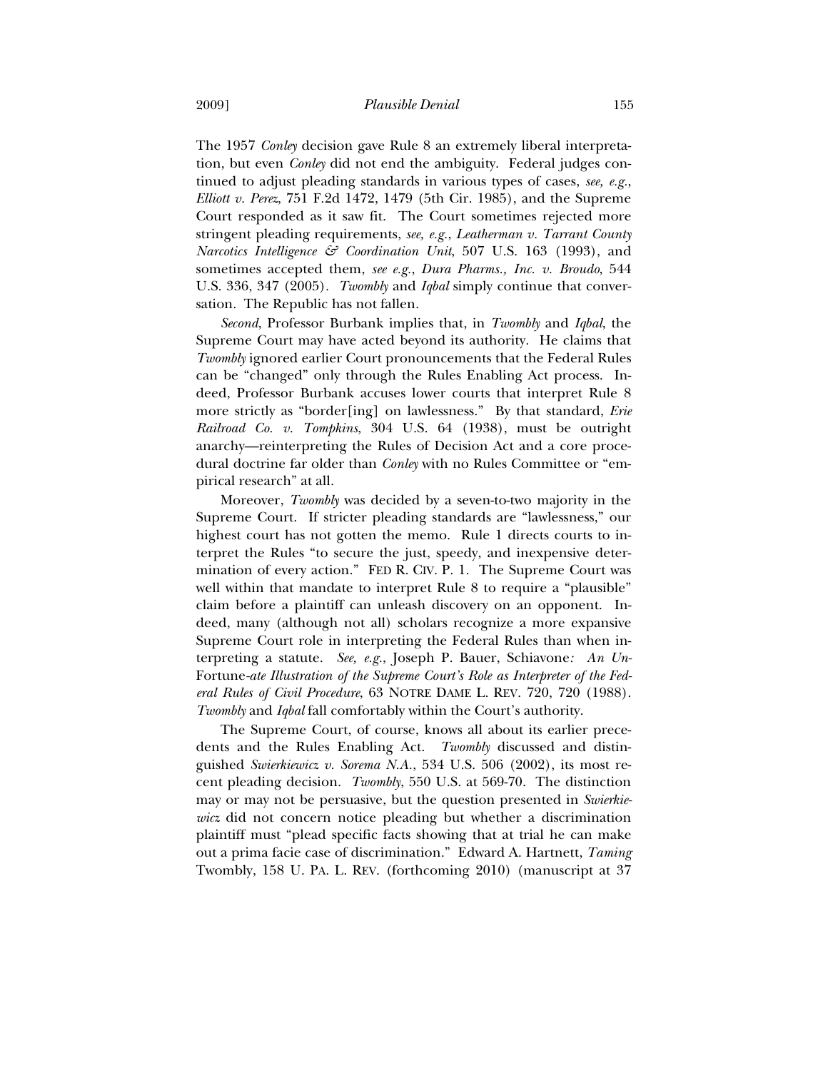The 1957 *Conley* decision gave Rule 8 an extremely liberal interpretation, but even *Conley* did not end the ambiguity. Federal judges continued to adjust pleading standards in various types of cases, *see, e.g.*, *Elliott v. Perez*, 751 F.2d 1472, 1479 (5th Cir. 1985), and the Supreme Court responded as it saw fit. The Court sometimes rejected more stringent pleading requirements, *see, e.g.*, *Leatherman v. Tarrant County Narcotics Intelligence & Coordination Unit*, 507 U.S. 163 (1993), and sometimes accepted them, *see e.g.*, *Dura Pharms., Inc. v. Broudo*, 544 U.S. 336, 347 (2005). *Twombly* and *Iqbal* simply continue that conversation. The Republic has not fallen.

*Second*, Professor Burbank implies that, in *Twombly* and *Iqbal*, the Supreme Court may have acted beyond its authority. He claims that *Twombly* ignored earlier Court pronouncements that the Federal Rules can be "changed" only through the Rules Enabling Act process. Indeed, Professor Burbank accuses lower courts that interpret Rule 8 more strictly as "border[ing] on lawlessness." By that standard, *Erie Railroad Co. v. Tompkins*, 304 U.S. 64 (1938), must be outright anarchy—reinterpreting the Rules of Decision Act and a core procedural doctrine far older than *Conley* with no Rules Committee or "empirical research" at all.

Moreover, *Twombly* was decided by a seven-to-two majority in the Supreme Court. If stricter pleading standards are "lawlessness," our highest court has not gotten the memo. Rule 1 directs courts to interpret the Rules "to secure the just, speedy, and inexpensive determination of every action." FED R. CIV. P. 1. The Supreme Court was well within that mandate to interpret Rule 8 to require a "plausible" claim before a plaintiff can unleash discovery on an opponent. Indeed, many (although not all) scholars recognize a more expansive Supreme Court role in interpreting the Federal Rules than when interpreting a statute. *See, e.g.*, Joseph P. Bauer, Schiavone*: An Un-*Fortune*-ate Illustration of the Supreme Court's Role as Interpreter of the Federal Rules of Civil Procedure*, 63 NOTRE DAME L. REV. 720, 720 (1988). *Twombly* and *Iqbal* fall comfortably within the Court's authority.

The Supreme Court, of course, knows all about its earlier precedents and the Rules Enabling Act. *Twombly* discussed and distinguished *Swierkiewicz v. Sorema N.A.*, 534 U.S. 506 (2002), its most recent pleading decision. *Twombly*, 550 U.S. at 569-70. The distinction may or may not be persuasive, but the question presented in *Swierkiewicz* did not concern notice pleading but whether a discrimination plaintiff must "plead specific facts showing that at trial he can make out a prima facie case of discrimination." Edward A. Hartnett, *Taming* Twombly, 158 U. PA. L. REV. (forthcoming 2010) (manuscript at 37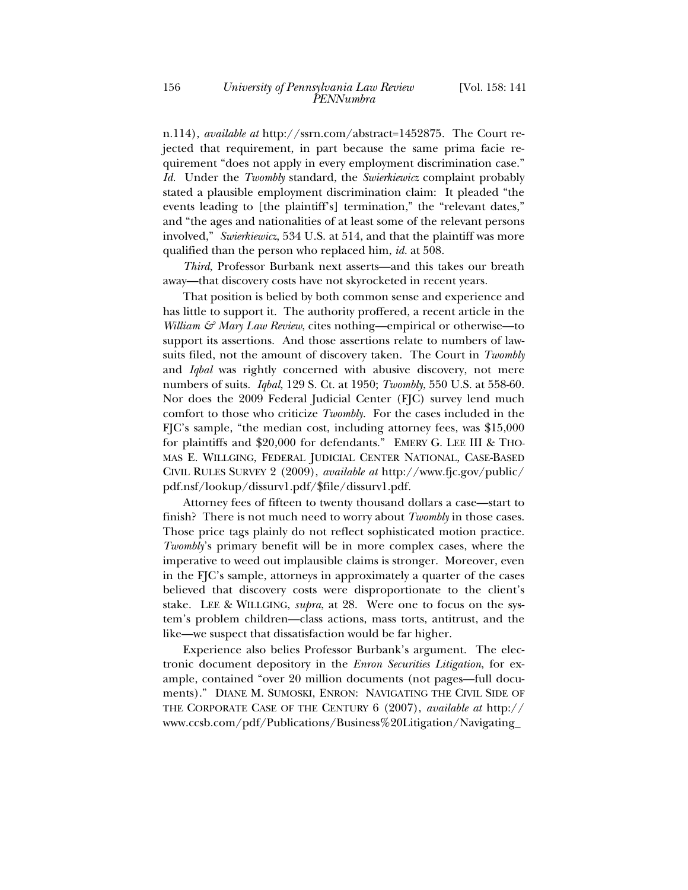n.114), *available at* http://ssrn.com/abstract=1452875. The Court rejected that requirement, in part because the same prima facie requirement "does not apply in every employment discrimination case." *Id.* Under the *Twombly* standard, the *Swierkiewicz* complaint probably stated a plausible employment discrimination claim: It pleaded "the events leading to [the plaintiff's] termination," the "relevant dates," and "the ages and nationalities of at least some of the relevant persons involved," *Swierkiewicz*, 534 U.S. at 514, and that the plaintiff was more qualified than the person who replaced him, *id.* at 508.

*Third*, Professor Burbank next asserts—and this takes our breath away—that discovery costs have not skyrocketed in recent years.

That position is belied by both common sense and experience and has little to support it. The authority proffered, a recent article in the *William & Mary Law Review*, cites nothing—empirical or otherwise—to support its assertions. And those assertions relate to numbers of lawsuits filed, not the amount of discovery taken. The Court in *Twombly* and *Iqbal* was rightly concerned with abusive discovery, not mere numbers of suits. *Iqbal*, 129 S. Ct. at 1950; *Twombly*, 550 U.S. at 558-60. Nor does the 2009 Federal Judicial Center (FJC) survey lend much comfort to those who criticize *Twombly*. For the cases included in the FJC's sample, "the median cost, including attorney fees, was $15,000 for plaintiffs and $20,000 for defendants." EMERY G. LEE III & THOMAS E. WILLGING, FEDERAL JUDICIAL CENTER NATIONAL, CASE-BASED CIVIL RULES SURVEY 2 (2009), *available at* http://www.fjc.gov/public/pdf.nsf/lookup/dissurv1.pdf/$file/dissurv1.pdf.

Attorney fees of fifteen to twenty thousand dollars a case—start to finish? There is not much need to worry about *Twombly* in those cases. Those price tags plainly do not reflect sophisticated motion practice. *Twombly*'s primary benefit will be in more complex cases, where the imperative to weed out implausible claims is stronger. Moreover, even in the FJC's sample, attorneys in approximately a quarter of the cases believed that discovery costs were disproportionate to the client's stake. LEE & WILLGING, *supra*, at 28. Were one to focus on the system's problem children—class actions, mass torts, antitrust, and the like—we suspect that dissatisfaction would be far higher.

Experience also belies Professor Burbank's argument. The electronic document depository in the *Enron Securities Litigation*, for example, contained "over 20 million documents (not pages—full documents)." DIANE M. SUMOSKI, ENRON: NAVIGATING THE CIVIL SIDE OF THE CORPORATE CASE OF THE CENTURY 6 (2007), *available at* http://www.ccsb.com/pdf/Publications/Business%20Litigation/Navigating_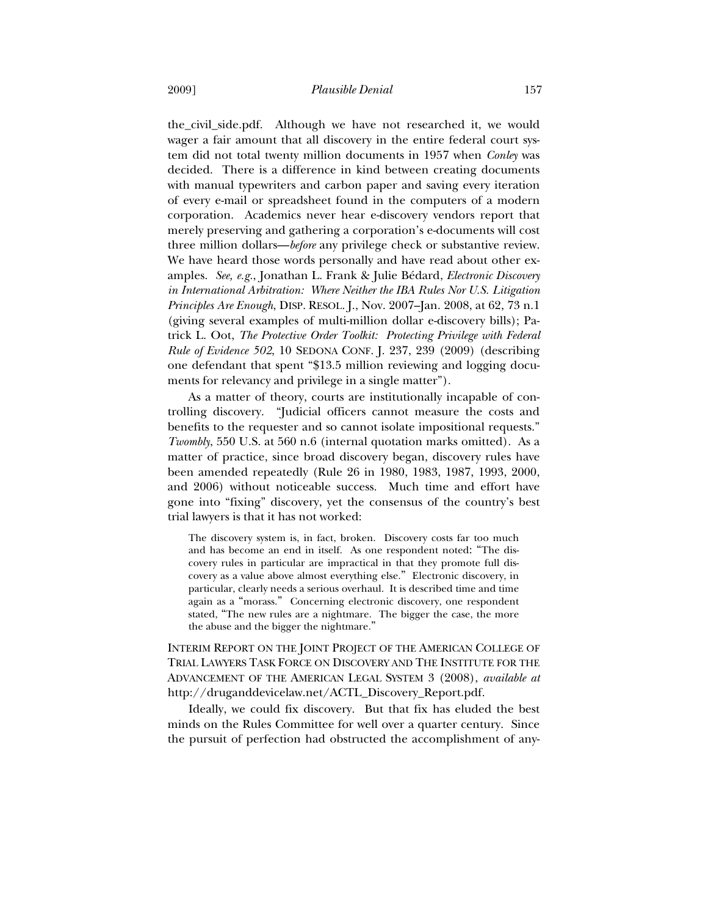the_civil_side.pdf. Although we have not researched it, we would wager a fair amount that all discovery in the entire federal court system did not total twenty million documents in 1957 when *Conley* was decided. There is a difference in kind between creating documents with manual typewriters and carbon paper and saving every iteration of every e-mail or spreadsheet found in the computers of a modern corporation. Academics never hear e-discovery vendors report that merely preserving and gathering a corporation's e-documents will cost three million dollars—*before* any privilege check or substantive review. We have heard those words personally and have read about other examples. *See, e.g.*, Jonathan L. Frank & Julie Bédard, *Electronic Discovery in International Arbitration: Where Neither the IBA Rules Nor U.S. Litigation Principles Are Enough*, DISP. RESOL. J., Nov. 2007–Jan. 2008, at 62, 73 n.1 (giving several examples of multi-million dollar e-discovery bills); Patrick L. Oot, *The Protective Order Toolkit: Protecting Privilege with Federal Rule of Evidence 502*, 10 SEDONA CONF. J. 237, 239 (2009) (describing one defendant that spent "$13.5 million reviewing and logging documents for relevancy and privilege in a single matter").

As a matter of theory, courts are institutionally incapable of controlling discovery. "Judicial officers cannot measure the costs and benefits to the requester and so cannot isolate impositional requests." *Twombly*, 550 U.S. at 560 n.6 (internal quotation marks omitted). As a matter of practice, since broad discovery began, discovery rules have been amended repeatedly (Rule 26 in 1980, 1983, 1987, 1993, 2000, and 2006) without noticeable success. Much time and effort have gone into "fixing" discovery, yet the consensus of the country's best trial lawyers is that it has not worked:

> The discovery system is, in fact, broken. Discovery costs far too much and has become an end in itself. As one respondent noted: "The discovery rules in particular are impractical in that they promote full discovery as a value above almost everything else." Electronic discovery, in particular, clearly needs a serious overhaul. It is described time and time again as a "morass." Concerning electronic discovery, one respondent stated, "The new rules are a nightmare. The bigger the case, the more the abuse and the bigger the nightmare."

INTERIM REPORT ON THE JOINT PROJECT OF THE AMERICAN COLLEGE OF TRIAL LAWYERS TASK FORCE ON DISCOVERY AND THE INSTITUTE FOR THE ADVANCEMENT OF THE AMERICAN LEGAL SYSTEM 3 (2008), *available at* http://druganddevicelaw.net/ACTL_Discovery_Report.pdf.

Ideally, we could fix discovery. But that fix has eluded the best minds on the Rules Committee for well over a quarter century. Since the pursuit of perfection had obstructed the accomplishment of any-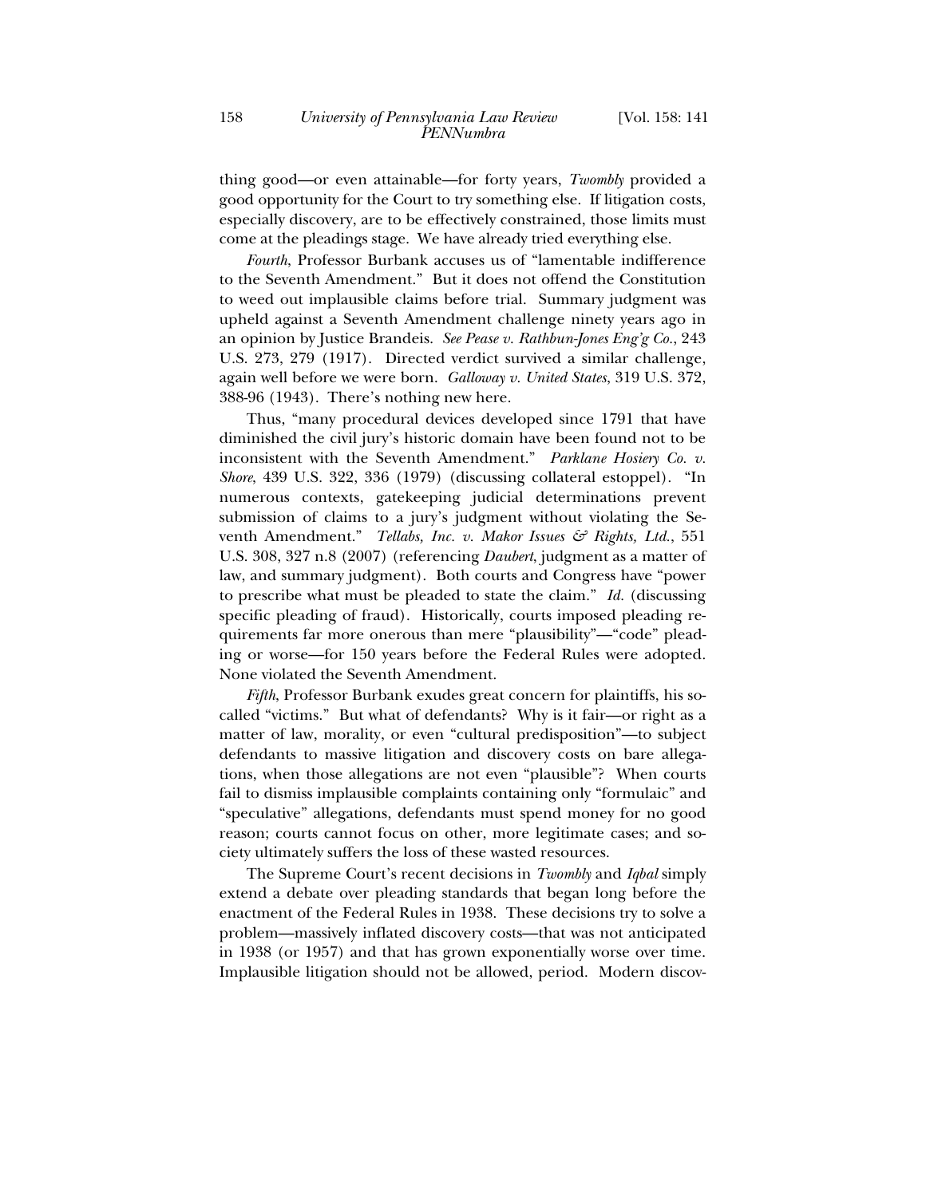thing good—or even attainable—for forty years, *Twombly* provided a good opportunity for the Court to try something else. If litigation costs, especially discovery, are to be effectively constrained, those limits must come at the pleadings stage. We have already tried everything else.

*Fourth*, Professor Burbank accuses us of "lamentable indifference to the Seventh Amendment." But it does not offend the Constitution to weed out implausible claims before trial. Summary judgment was upheld against a Seventh Amendment challenge ninety years ago in an opinion by Justice Brandeis. *See Pease v. Rathbun-Jones Eng'g Co.*, 243 U.S. 273, 279 (1917). Directed verdict survived a similar challenge, again well before we were born. *Galloway v. United States*, 319 U.S. 372, 388-96 (1943). There's nothing new here.

Thus, "many procedural devices developed since 1791 that have diminished the civil jury's historic domain have been found not to be inconsistent with the Seventh Amendment." *Parklane Hosiery Co. v. Shore*, 439 U.S. 322, 336 (1979) (discussing collateral estoppel). "In numerous contexts, gatekeeping judicial determinations prevent submission of claims to a jury's judgment without violating the Seventh Amendment." *Tellabs, Inc. v. Makor Issues & Rights, Ltd.*, 551 U.S. 308, 327 n.8 (2007) (referencing *Daubert*, judgment as a matter of law, and summary judgment). Both courts and Congress have "power to prescribe what must be pleaded to state the claim." *Id.* (discussing specific pleading of fraud). Historically, courts imposed pleading requirements far more onerous than mere "plausibility"—"code" pleading or worse—for 150 years before the Federal Rules were adopted. None violated the Seventh Amendment.

*Fifth*, Professor Burbank exudes great concern for plaintiffs, his so-called "victims." But what of defendants? Why is it fair—or right as a matter of law, morality, or even "cultural predisposition"—to subject defendants to massive litigation and discovery costs on bare allegations, when those allegations are not even "plausible"? When courts fail to dismiss implausible complaints containing only "formulaic" and "speculative" allegations, defendants must spend money for no good reason; courts cannot focus on other, more legitimate cases; and society ultimately suffers the loss of these wasted resources.

The Supreme Court's recent decisions in *Twombly* and *Iqbal* simply extend a debate over pleading standards that began long before the enactment of the Federal Rules in 1938. These decisions try to solve a problem—massively inflated discovery costs—that was not anticipated in 1938 (or 1957) and that has grown exponentially worse over time. Implausible litigation should not be allowed, period. Modern discov-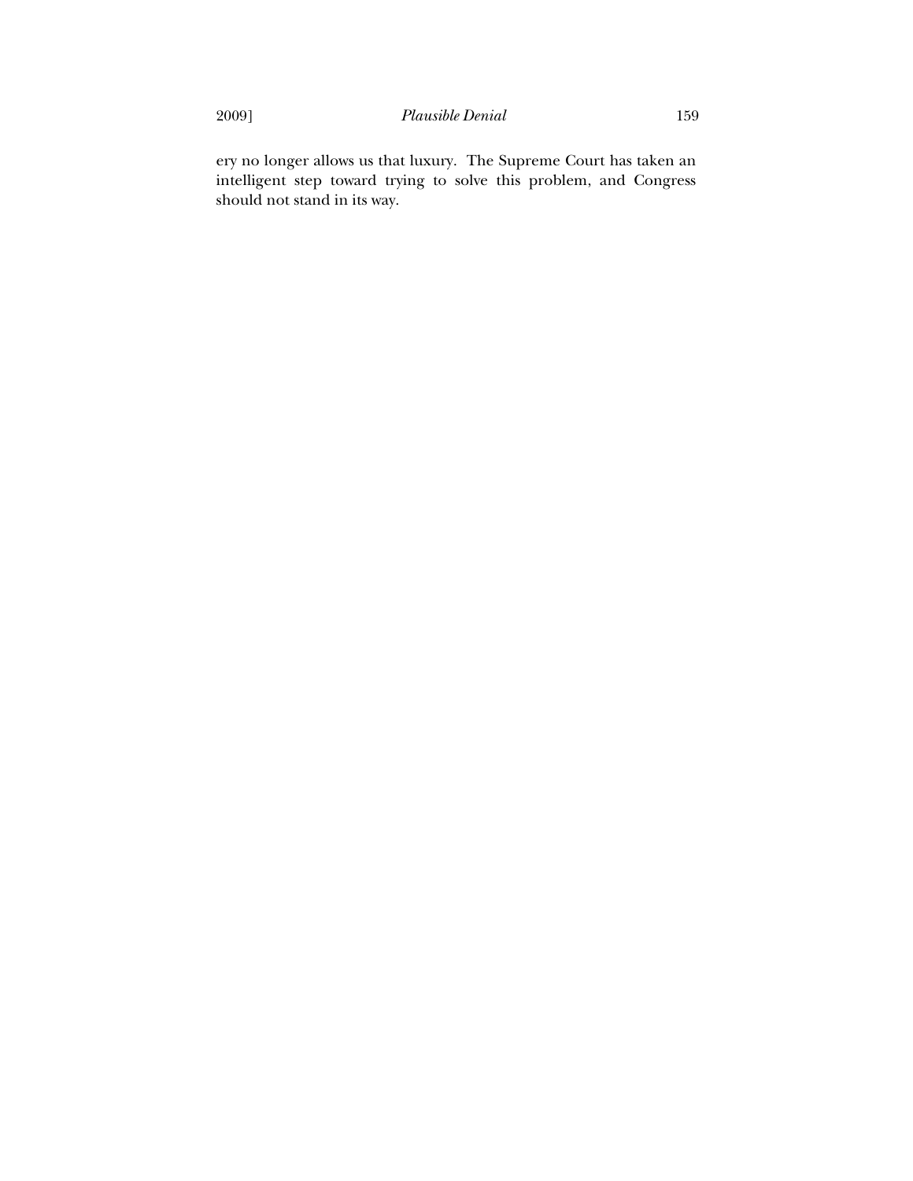ery no longer allows us that luxury. The Supreme Court has taken an intelligent step toward trying to solve this problem, and Congress should not stand in its way.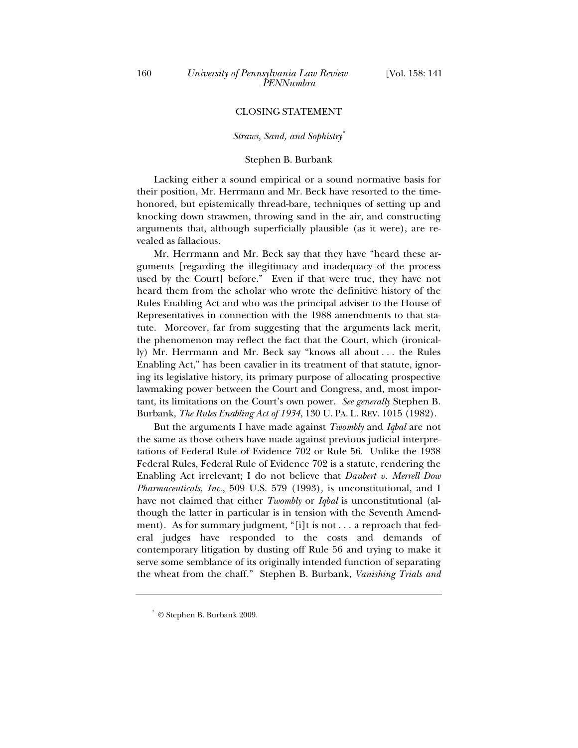## CLOSING STATEMENT

### *Straws, Sand, and Sophistry*[*]

Stephen B. Burbank

Lacking either a sound empirical or a sound normative basis for their position, Mr. Herrmann and Mr. Beck have resorted to the time-honored, but epistemically thread-bare, techniques of setting up and knocking down strawmen, throwing sand in the air, and constructing arguments that, although superficially plausible (as it were), are revealed as fallacious.

Mr. Herrmann and Mr. Beck say that they have "heard these arguments [regarding the illegitimacy and inadequacy of the process used by the Court] before." Even if that were true, they have not heard them from the scholar who wrote the definitive history of the Rules Enabling Act and who was the principal adviser to the House of Representatives in connection with the 1988 amendments to that statute. Moreover, far from suggesting that the arguments lack merit, the phenomenon may reflect the fact that the Court, which (ironically) Mr. Herrmann and Mr. Beck say "knows all about . . . the Rules Enabling Act," has been cavalier in its treatment of that statute, ignoring its legislative history, its primary purpose of allocating prospective lawmaking power between the Court and Congress, and, most important, its limitations on the Court's own power. *See generally* Stephen B. Burbank, *The Rules Enabling Act of 1934*, 130 U. PA. L. REV. 1015 (1982).

But the arguments I have made against *Twombly* and *Iqbal* are not the same as those others have made against previous judicial interpretations of Federal Rule of Evidence 702 or Rule 56. Unlike the 1938 Federal Rules, Federal Rule of Evidence 702 is a statute, rendering the Enabling Act irrelevant; I do not believe that *Daubert v. Merrell Dow Pharmaceuticals, Inc.*, 509 U.S. 579 (1993), is unconstitutional, and I have not claimed that either *Twombly* or *Iqbal* is unconstitutional (although the latter in particular is in tension with the Seventh Amendment). As for summary judgment, "[i]t is not . . . a reproach that federal judges have responded to the costs and demands of contemporary litigation by dusting off Rule 56 and trying to make it serve some semblance of its originally intended function of separating the wheat from the chaff." Stephen B. Burbank, *Vanishing Trials and*

---

[*] © Stephen B. Burbank 2009.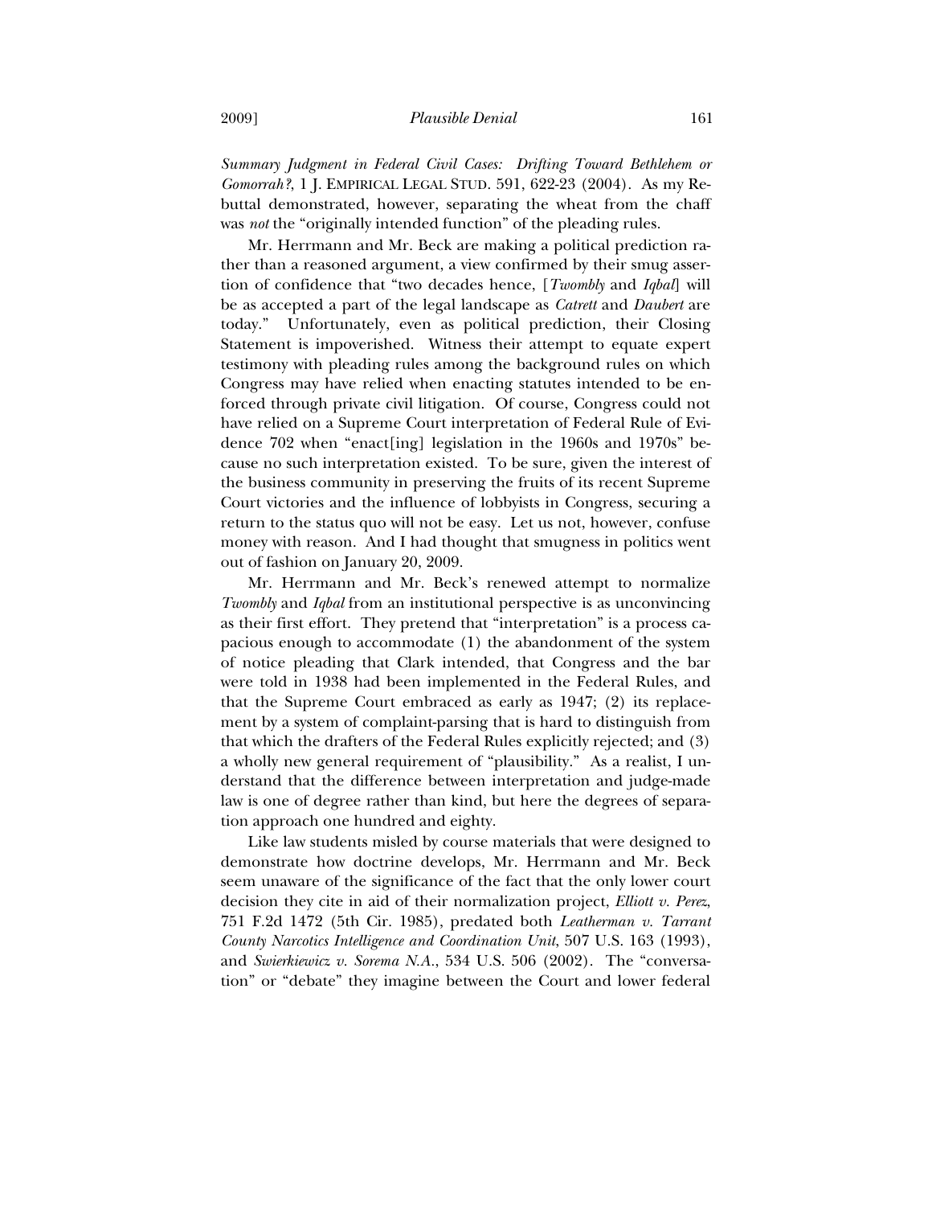*Summary Judgment in Federal Civil Cases: Drifting Toward Bethlehem or Gomorrah?*, 1 J. EMPIRICAL LEGAL STUD. 591, 622-23 (2004). As my Rebuttal demonstrated, however, separating the wheat from the chaff was *not* the "originally intended function" of the pleading rules.

Mr. Herrmann and Mr. Beck are making a political prediction rather than a reasoned argument, a view confirmed by their smug assertion of confidence that "two decades hence, [*Twombly* and *Iqbal*] will be as accepted a part of the legal landscape as *Catrett* and *Daubert* are today." Unfortunately, even as political prediction, their Closing Statement is impoverished. Witness their attempt to equate expert testimony with pleading rules among the background rules on which Congress may have relied when enacting statutes intended to be enforced through private civil litigation. Of course, Congress could not have relied on a Supreme Court interpretation of Federal Rule of Evidence 702 when "enact[ing] legislation in the 1960s and 1970s" because no such interpretation existed. To be sure, given the interest of the business community in preserving the fruits of its recent Supreme Court victories and the influence of lobbyists in Congress, securing a return to the status quo will not be easy. Let us not, however, confuse money with reason. And I had thought that smugness in politics went out of fashion on January 20, 2009.

Mr. Herrmann and Mr. Beck's renewed attempt to normalize *Twombly* and *Iqbal* from an institutional perspective is as unconvincing as their first effort. They pretend that "interpretation" is a process capacious enough to accommodate (1) the abandonment of the system of notice pleading that Clark intended, that Congress and the bar were told in 1938 had been implemented in the Federal Rules, and that the Supreme Court embraced as early as 1947; (2) its replacement by a system of complaint-parsing that is hard to distinguish from that which the drafters of the Federal Rules explicitly rejected; and (3) a wholly new general requirement of "plausibility." As a realist, I understand that the difference between interpretation and judge-made law is one of degree rather than kind, but here the degrees of separation approach one hundred and eighty.

Like law students misled by course materials that were designed to demonstrate how doctrine develops, Mr. Herrmann and Mr. Beck seem unaware of the significance of the fact that the only lower court decision they cite in aid of their normalization project, *Elliott v. Perez*, 751 F.2d 1472 (5th Cir. 1985), predated both *Leatherman v. Tarrant County Narcotics Intelligence and Coordination Unit*, 507 U.S. 163 (1993), and *Swierkiewicz v. Sorema N.A.*, 534 U.S. 506 (2002). The "conversation" or "debate" they imagine between the Court and lower federal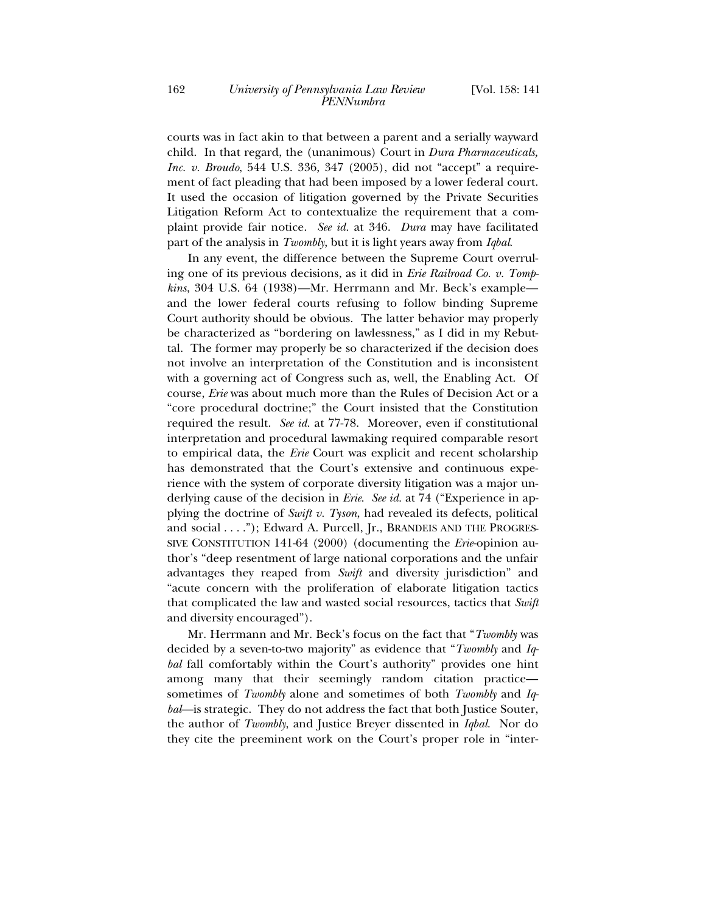courts was in fact akin to that between a parent and a serially wayward child. In that regard, the (unanimous) Court in *Dura Pharmaceuticals, Inc. v. Broudo*, 544 U.S. 336, 347 (2005), did not "accept" a requirement of fact pleading that had been imposed by a lower federal court. It used the occasion of litigation governed by the Private Securities Litigation Reform Act to contextualize the requirement that a complaint provide fair notice. *See id.* at 346. *Dura* may have facilitated part of the analysis in *Twombly*, but it is light years away from *Iqbal*.

In any event, the difference between the Supreme Court overruling one of its previous decisions, as it did in *Erie Railroad Co. v. Tompkins*, 304 U.S. 64 (1938)—Mr. Herrmann and Mr. Beck's example—and the lower federal courts refusing to follow binding Supreme Court authority should be obvious. The latter behavior may properly be characterized as "bordering on lawlessness," as I did in my Rebuttal. The former may properly be so characterized if the decision does not involve an interpretation of the Constitution and is inconsistent with a governing act of Congress such as, well, the Enabling Act. Of course, *Erie* was about much more than the Rules of Decision Act or a "core procedural doctrine;" the Court insisted that the Constitution required the result. *See id.* at 77-78. Moreover, even if constitutional interpretation and procedural lawmaking required comparable resort to empirical data, the *Erie* Court was explicit and recent scholarship has demonstrated that the Court's extensive and continuous experience with the system of corporate diversity litigation was a major underlying cause of the decision in *Erie*. *See id.* at 74 ("Experience in applying the doctrine of *Swift v. Tyson*, had revealed its defects, political and social . . . ."); Edward A. Purcell, Jr., BRANDEIS AND THE PROGRESSIVE CONSTITUTION 141-64 (2000) (documenting the *Erie*-opinion author's "deep resentment of large national corporations and the unfair advantages they reaped from *Swift* and diversity jurisdiction" and "acute concern with the proliferation of elaborate litigation tactics that complicated the law and wasted social resources, tactics that *Swift* and diversity encouraged").

Mr. Herrmann and Mr. Beck's focus on the fact that "*Twombly* was decided by a seven-to-two majority" as evidence that "*Twombly* and *Iqbal* fall comfortably within the Court's authority" provides one hint among many that their seemingly random citation practice—sometimes of *Twombly* alone and sometimes of both *Twombly* and *Iqbal*—is strategic. They do not address the fact that both Justice Souter, the author of *Twombly*, and Justice Breyer dissented in *Iqbal*. Nor do they cite the preeminent work on the Court's proper role in "inter-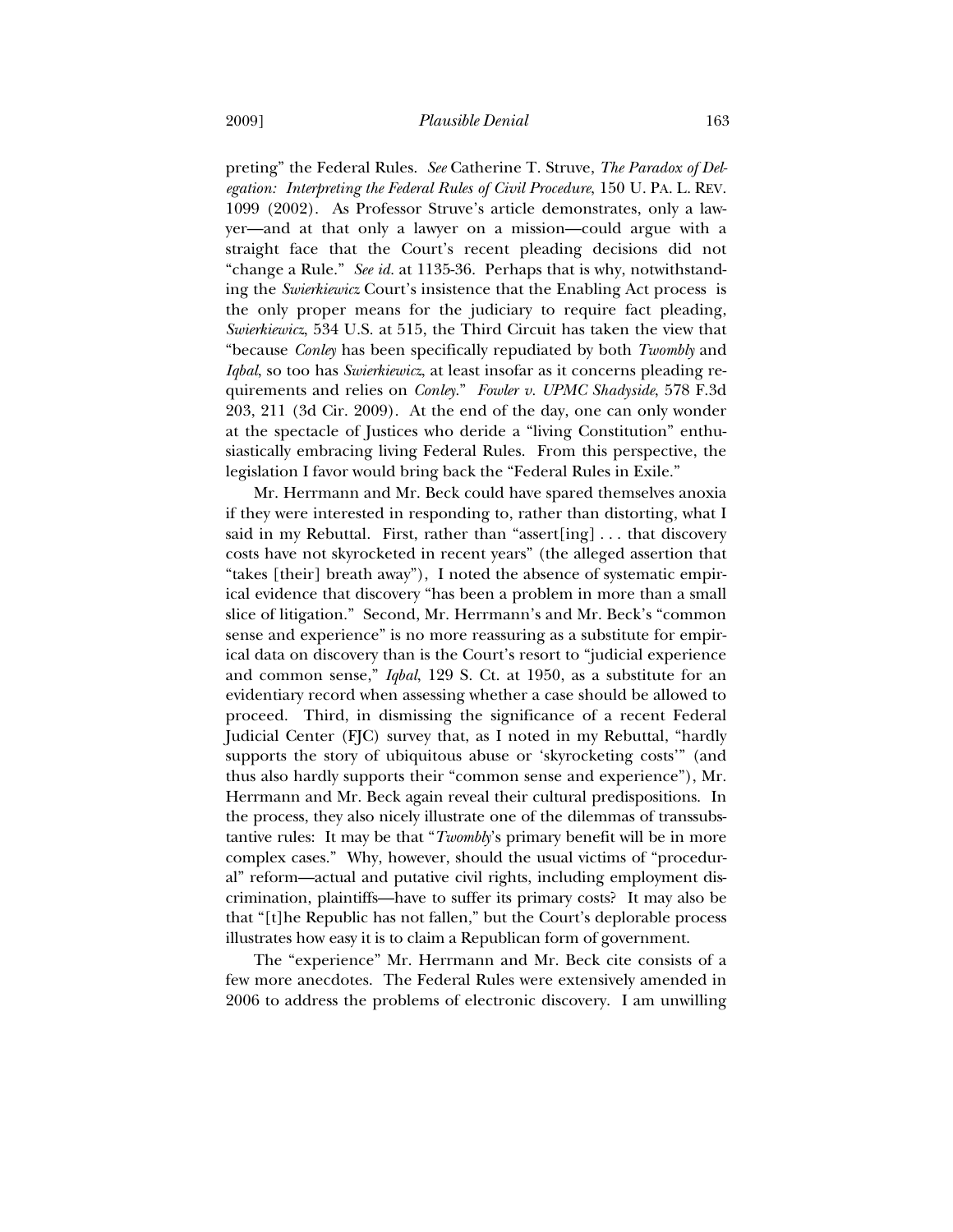preting" the Federal Rules. *See* Catherine T. Struve, *The Paradox of Delegation: Interpreting the Federal Rules of Civil Procedure*, 150 U. PA. L. REV. 1099 (2002). As Professor Struve's article demonstrates, only a lawyer—and at that only a lawyer on a mission—could argue with a straight face that the Court's recent pleading decisions did not "change a Rule." *See id.* at 1135-36. Perhaps that is why, notwithstanding the *Swierkiewicz* Court's insistence that the Enabling Act process is the only proper means for the judiciary to require fact pleading, *Swierkiewicz*, 534 U.S. at 515, the Third Circuit has taken the view that "because *Conley* has been specifically repudiated by both *Twombly* and *Iqbal*, so too has *Swierkiewicz*, at least insofar as it concerns pleading requirements and relies on *Conley*." *Fowler v. UPMC Shadyside*, 578 F.3d 203, 211 (3d Cir. 2009). At the end of the day, one can only wonder at the spectacle of Justices who deride a "living Constitution" enthusiastically embracing living Federal Rules. From this perspective, the legislation I favor would bring back the "Federal Rules in Exile."

Mr. Herrmann and Mr. Beck could have spared themselves anoxia if they were interested in responding to, rather than distorting, what I said in my Rebuttal. First, rather than "assert[ing] . . . that discovery costs have not skyrocketed in recent years" (the alleged assertion that "takes [their] breath away"), I noted the absence of systematic empirical evidence that discovery "has been a problem in more than a small slice of litigation." Second, Mr. Herrmann's and Mr. Beck's "common sense and experience" is no more reassuring as a substitute for empirical data on discovery than is the Court's resort to "judicial experience and common sense," *Iqbal*, 129 S. Ct. at 1950, as a substitute for an evidentiary record when assessing whether a case should be allowed to proceed. Third, in dismissing the significance of a recent Federal Judicial Center (FJC) survey that, as I noted in my Rebuttal, "hardly supports the story of ubiquitous abuse or 'skyrocketing costs'" (and thus also hardly supports their "common sense and experience"), Mr. Herrmann and Mr. Beck again reveal their cultural predispositions. In the process, they also nicely illustrate one of the dilemmas of transsubstantive rules: It may be that "*Twombly*'s primary benefit will be in more complex cases." Why, however, should the usual victims of "procedural" reform—actual and putative civil rights, including employment discrimination, plaintiffs—have to suffer its primary costs? It may also be that "[t]he Republic has not fallen," but the Court's deplorable process illustrates how easy it is to claim a Republican form of government.

The "experience" Mr. Herrmann and Mr. Beck cite consists of a few more anecdotes. The Federal Rules were extensively amended in 2006 to address the problems of electronic discovery. I am unwilling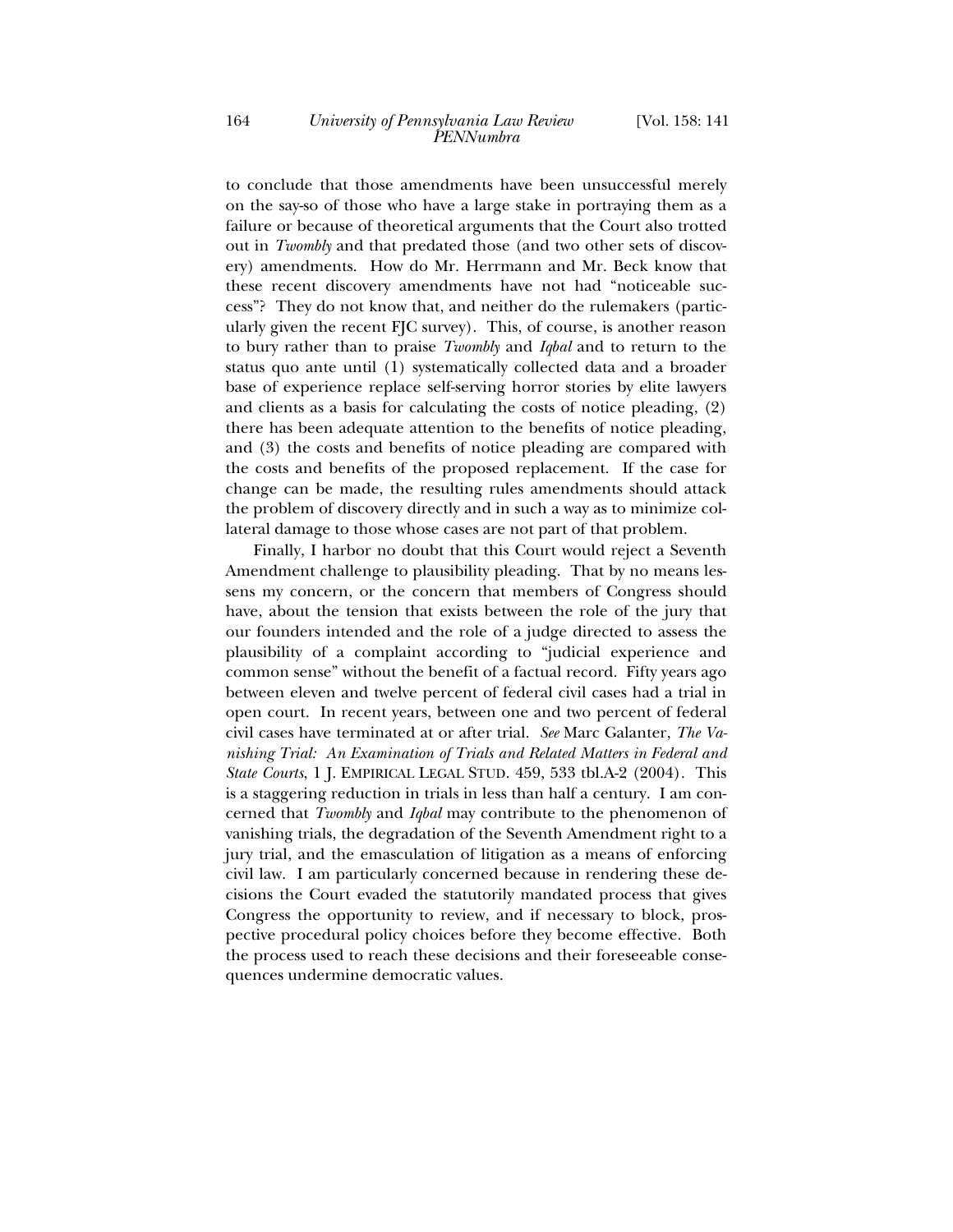to conclude that those amendments have been unsuccessful merely on the say-so of those who have a large stake in portraying them as a failure or because of theoretical arguments that the Court also trotted out in *Twombly* and that predated those (and two other sets of discovery) amendments. How do Mr. Herrmann and Mr. Beck know that these recent discovery amendments have not had "noticeable success"? They do not know that, and neither do the rulemakers (particularly given the recent FJC survey). This, of course, is another reason to bury rather than to praise *Twombly* and *Iqbal* and to return to the status quo ante until (1) systematically collected data and a broader base of experience replace self-serving horror stories by elite lawyers and clients as a basis for calculating the costs of notice pleading, (2) there has been adequate attention to the benefits of notice pleading, and (3) the costs and benefits of notice pleading are compared with the costs and benefits of the proposed replacement. If the case for change can be made, the resulting rules amendments should attack the problem of discovery directly and in such a way as to minimize collateral damage to those whose cases are not part of that problem.

Finally, I harbor no doubt that this Court would reject a Seventh Amendment challenge to plausibility pleading. That by no means lessens my concern, or the concern that members of Congress should have, about the tension that exists between the role of the jury that our founders intended and the role of a judge directed to assess the plausibility of a complaint according to "judicial experience and common sense" without the benefit of a factual record. Fifty years ago between eleven and twelve percent of federal civil cases had a trial in open court. In recent years, between one and two percent of federal civil cases have terminated at or after trial. *See* Marc Galanter, *The Vanishing Trial: An Examination of Trials and Related Matters in Federal and State Courts*, 1 J. EMPIRICAL LEGAL STUD. 459, 533 tbl.A-2 (2004). This is a staggering reduction in trials in less than half a century. I am concerned that *Twombly* and *Iqbal* may contribute to the phenomenon of vanishing trials, the degradation of the Seventh Amendment right to a jury trial, and the emasculation of litigation as a means of enforcing civil law. I am particularly concerned because in rendering these decisions the Court evaded the statutorily mandated process that gives Congress the opportunity to review, and if necessary to block, prospective procedural policy choices before they become effective. Both the process used to reach these decisions and their foreseeable consequences undermine democratic values.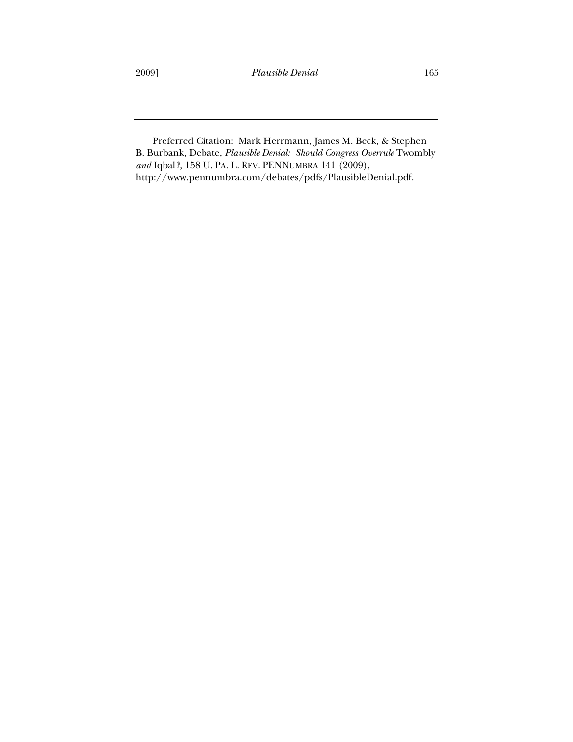Preferred Citation: Mark Herrmann, James M. Beck, & Stephen B. Burbank, Debate, *Plausible Denial: Should Congress Overrule* Twombly *and* Iqbal*?*, 158 U. PA. L. REV. PENNUMBRA 141 (2009), http://www.pennumbra.com/debates/pdfs/PlausibleDenial.pdf.